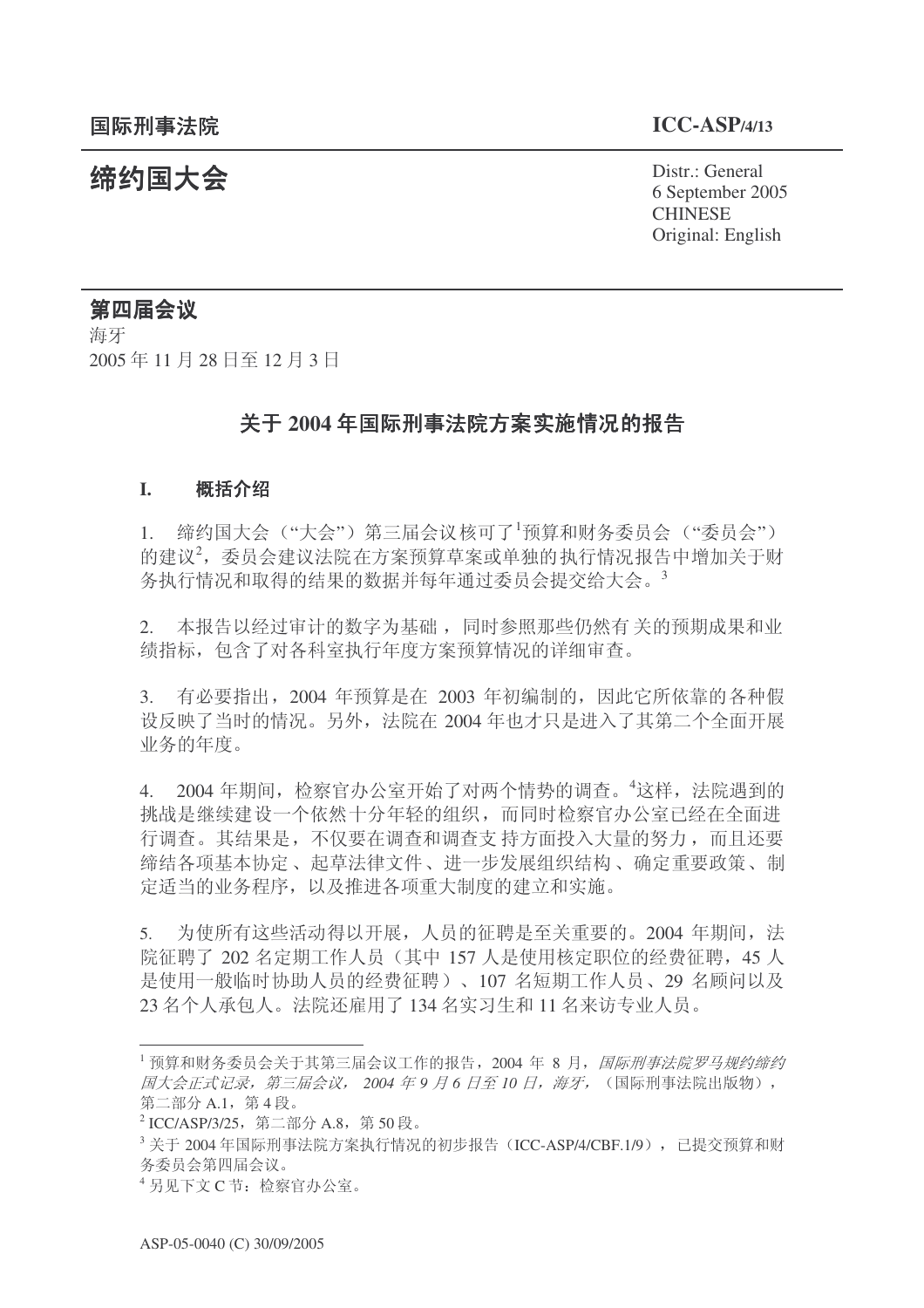国际刑事法院 **ICC-ASP/4/13**

# 缔约国大会

Distr.: General
6 September 2005
CHINESE
Original: English

## 第四届会议

海牙
2005 年 11 月 28 日至 12 月 3 日

## 关于 2004 年国际刑事法院方案实施情况的报告

### I. 概括介绍

1. 缔约国大会（"大会"）第三届会议核可了[1]预算和财务委员会（"委员会"）的建议[2]，委员会建议法院在方案预算草案或单独的执行情况报告中增加关于财务执行情况和取得的结果的数据并每年通过委员会提交给大会。[3]

2. 本报告以经过审计的数字为基础，同时参照那些仍然有关的预期成果和业绩指标，包含了对各科室执行年度方案预算情况的详细审查。

3. 有必要指出，2004 年预算是在 2003 年初编制的，因此它所依靠的各种假设反映了当时的情况。另外，法院在 2004 年也才只是进入了其第二个全面开展业务的年度。

4. 2004 年期间，检察官办公室开始了对两个情势的调查。[4]这样，法院遇到的挑战是继续建设一个依然十分年轻的组织，而同时检察官办公室已经在全面进行调查。其结果是，不仅要在调查和调查支持方面投入大量的努力，而且还要缔结各项基本协定、起草法律文件、进一步发展组织结构、确定重要政策、制定适当的业务程序，以及推进各项重大制度的建立和实施。

5. 为使所有这些活动得以开展，人员的征聘是至关重要的。2004 年期间，法院征聘了 202 名定期工作人员（其中 157 人是使用核定职位的经费征聘，45 人是使用一般临时协助人员的经费征聘）、107 名短期工作人员、29 名顾问以及 23 名个人承包人。法院还雇用了 134 名实习生和 11 名来访专业人员。

---

[1] 预算和财务委员会关于其第三届会议工作的报告，2004 年 8 月，*国际刑事法院罗马规约缔约国大会正式记录，第三届会议，2004 年 9 月 6 日至 10 日，海牙，*（国际刑事法院出版物），第二部分 A.1，第 4 段。

[2] ICC/ASP/3/25，第二部分 A.8，第 50 段。

[3] 关于 2004 年国际刑事法院方案执行情况的初步报告（ICC-ASP/4/CBF.1/9），已提交预算和财务委员会第四届会议。

[4] 另见下文 C 节：检察官办公室。

ASP-05-0040 (C) 30/09/2005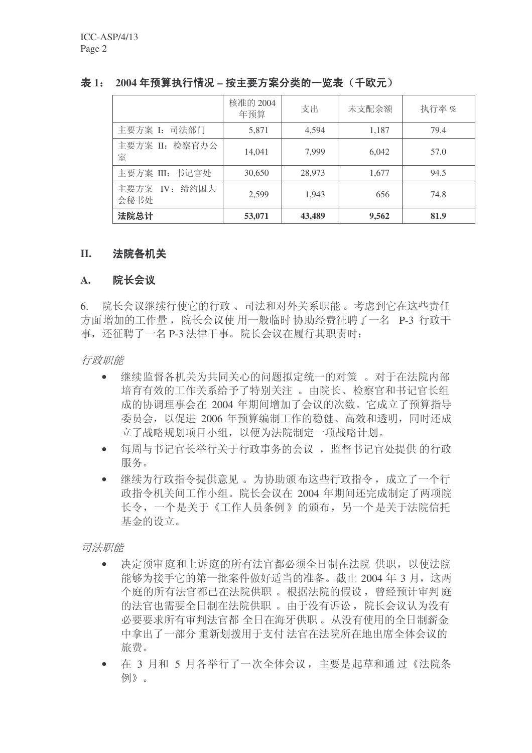**表 1： 2004 年预算执行情况 – 按主要方案分类的一览表（千欧元）**

| | 核准的 2004 年预算 | 支出 | 未支配余额 | 执行率 % |
|---|---|---|---|---|
| 主要方案 I：司法部门 | 5,871 | 4,594 | 1,187 | 79.4 |
| 主要方案 II：检察官办公室 | 14,041 | 7,999 | 6,042 | 57.0 |
| 主要方案 III：书记官处 | 30,650 | 28,973 | 1,677 | 94.5 |
| 主要方案 IV：缔约国大会秘书处 | 2,599 | 1,943 | 656 | 74.8 |
| **法院总计** | **53,071** | **43,489** | **9,562** | **81.9** |

## II. 法院各机关

### A. 院长会议

6. 院长会议继续行使它的行政、司法和对外关系职能。考虑到它在这些责任方面增加的工作量，院长会议使用一般临时协助经费征聘了一名 P-3 行政干事，还征聘了一名 P-3 法律干事。院长会议在履行其职责时：

*行政职能*

- 继续监督各机关为共同关心的问题拟定统一的对策。对于在法院内部培育有效的工作关系给予了特别关注。由院长、检察官和书记官长组成的协调理事会在 2004 年期间增加了会议的次数。它成立了预算指导委员会，以促进 2006 年预算编制工作的稳健、高效和透明，同时还成立了战略规划项目小组，以便为法院制定一项战略计划。
- 每周与书记官长举行关于行政事务的会议，监督书记官处提供的行政服务。
- 继续为行政指令提供意见。为协助颁布这些行政指令，成立了一个行政指令机关间工作小组。院长会议在 2004 年期间还完成制定了两项院长令，一个是关于《工作人员条例》的颁布，另一个是关于法院信托基金的设立。

*司法职能*

- 决定预审庭和上诉庭的所有法官都必须全日制在法院供职，以使法院能够为接手它的第一批案件做好适当的准备。截止 2004 年 3 月，这两个庭的所有法官都已在法院供职。根据法院的假设，曾经预计审判庭的法官也需要全日制在法院供职。由于没有诉讼，院长会议认为没有必要要求所有审判法官都全日在海牙供职。从没有使用的全日制薪金中拿出了一部分重新划拨用于支付法官在法院所在地出席全体会议的旅费。
- 在 3 月和 5 月各举行了一次全体会议，主要是起草和通过《法院条例》。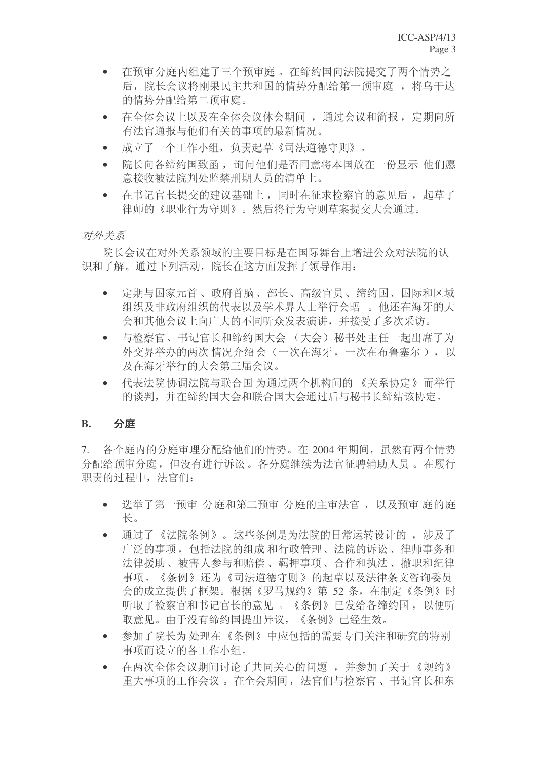- 在预审分庭内组建了三个预审庭。在缔约国向法院提交了两个情势之后，院长会议将刚果民主共和国的情势分配给第一预审庭，将乌干达的情势分配给第二预审庭。
- 在全体会议上以及在全体会议休会期间，通过会议和简报，定期向所有法官通报与他们有关的事项的最新情况。
- 成立了一个工作小组，负责起草《司法道德守则》。
- 院长向各缔约国致函，询问他们是否同意将本国放在一份显示他们愿意接收被法院判处监禁刑期人员的清单上。
- 在书记官长提交的建议基础上，同时在征求检察官的意见后，起草了律师的《职业行为守则》。然后将行为守则草案提交大会通过。

*对外关系*

院长会议在对外关系领域的主要目标是在国际舞台上增进公众对法院的认识和了解。通过下列活动，院长在这方面发挥了领导作用：

- 定期与国家元首、政府首脑、部长、高级官员、缔约国、国际和区域组织及非政府组织的代表以及学术界人士举行会晤。他还在海牙的大会和其他会议上向广大的不同听众发表演讲，并接受了多次采访。
- 与检察官、书记官长和缔约国大会（大会）秘书处主任一起出席了为外交界举办的两次情况介绍会（一次在海牙，一次在布鲁塞尔），以及在海牙举行的大会第三届会议。
- 代表法院协调法院与联合国为通过两个机构间的《关系协定》而举行的谈判，并在缔约国大会和联合国大会通过后与秘书长缔结该协定。

## B. 分庭

7. 各个庭内的分庭审理分配给他们的情势。在 2004 年期间，虽然有两个情势分配给预审分庭，但没有进行诉讼。各分庭继续为法官征聘辅助人员。在履行职责的过程中，法官们：

- 选举了第一预审分庭和第二预审分庭的主审法官，以及预审庭的庭长。
- 通过了《法院条例》。这些条例是为法院的日常运转设计的，涉及了广泛的事项，包括法院的组成和行政管理、法院的诉讼、律师事务和法律援助、被害人参与和赔偿、羁押事项、合作和执法、撤职和纪律事项。《条例》还为《司法道德守则》的起草以及法律条文咨询委员会的成立提供了框架。根据《罗马规约》第 52 条，在制定《条例》时听取了检察官和书记官长的意见。《条例》已发给各缔约国，以便听取意见。由于没有缔约国提出异议，《条例》已经生效。
- 参加了院长为处理在《条例》中应包括的需要专门关注和研究的特别事项而设立的各工作小组。
- 在两次全体会议期间讨论了共同关心的问题，并参加了关于《规约》重大事项的工作会议。在全会期间，法官们与检察官、书记官长和东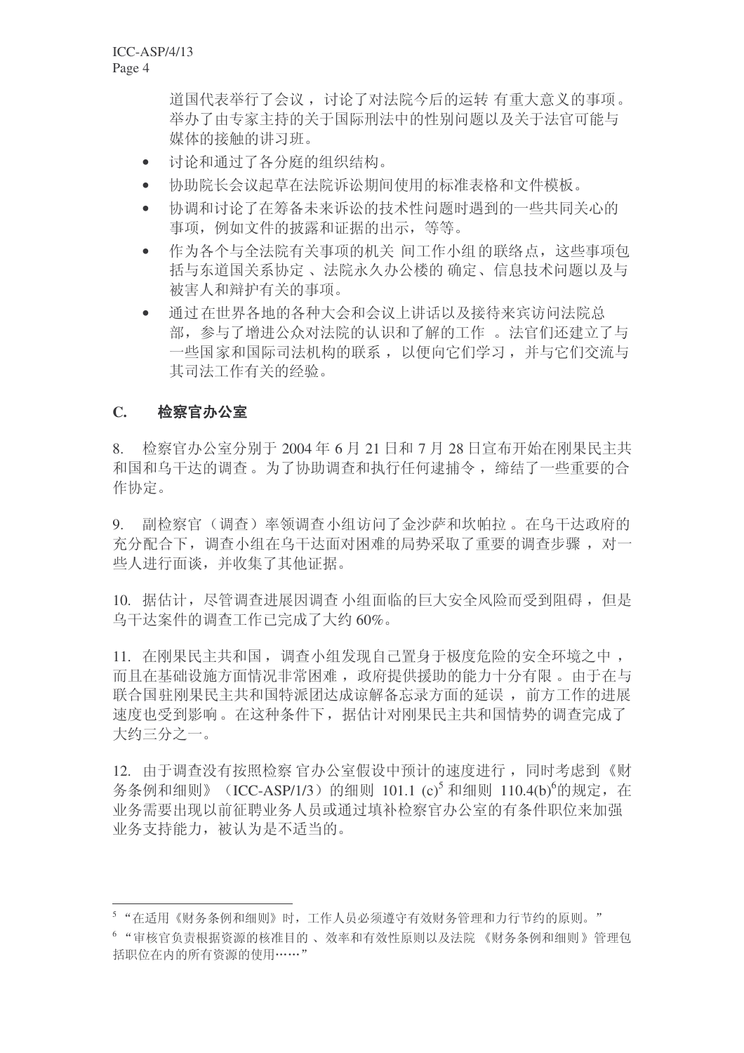道国代表举行了会议，讨论了对法院今后的运转有重大意义的事项。举办了由专家主持的关于国际刑法中的性别问题以及关于法官可能与媒体的接触的讲习班。

- 讨论和通过了各分庭的组织结构。
- 协助院长会议起草在法院诉讼期间使用的标准表格和文件模板。
- 协调和讨论了在筹备未来诉讼的技术性问题时遇到的一些共同关心的事项，例如文件的披露和证据的出示，等等。
- 作为各个与全法院有关事项的机关间工作小组的联络点，这些事项包括与东道国关系协定、法院永久办公楼的确定、信息技术问题以及与被害人和辩护有关的事项。
- 通过在世界各地的各种大会和会议上讲话以及接待来宾访问法院总部，参与了增进公众对法院的认识和了解的工作。法官们还建立了与一些国家和国际司法机构的联系，以便向它们学习，并与它们交流与其司法工作有关的经验。

## C. 检察官办公室

8. 检察官办公室分别于 2004 年 6 月 21 日和 7 月 28 日宣布开始在刚果民主共和国和乌干达的调查。为了协助调查和执行任何逮捕令，缔结了一些重要的合作协定。

9. 副检察官（调查）率领调查小组访问了金沙萨和坎帕拉。在乌干达政府的充分配合下，调查小组在乌干达面对困难的局势采取了重要的调查步骤，对一些人进行面谈，并收集了其他证据。

10. 据估计，尽管调查进展因调查小组面临的巨大安全风险而受到阻碍，但是乌干达案件的调查工作已完成了大约 60%。

11. 在刚果民主共和国，调查小组发现自己置身于极度危险的安全环境之中，而且在基础设施方面情况非常困难，政府提供援助的能力十分有限。由于在与联合国驻刚果民主共和国特派团达成谅解备忘录方面的延误，前方工作的进展速度也受到影响。在这种条件下，据估计对刚果民主共和国情势的调查完成了大约三分之一。

12. 由于调查没有按照检察官办公室假设中预计的速度进行，同时考虑到《财务条例和细则》（ICC-ASP/1/3）的细则 101.1 (c)[5] 和细则 110.4(b)[6]的规定，在业务需要出现以前征聘业务人员或通过填补检察官办公室的有条件职位来加强业务支持能力，被认为是不适当的。

---

[5] “在适用《财务条例和细则》时，工作人员必须遵守有效财务管理和力行节约的原则。”

[6] “审核官负责根据资源的核准目的、效率和有效性原则以及法院《财务条例和细则》管理包括职位在内的所有资源的使用……”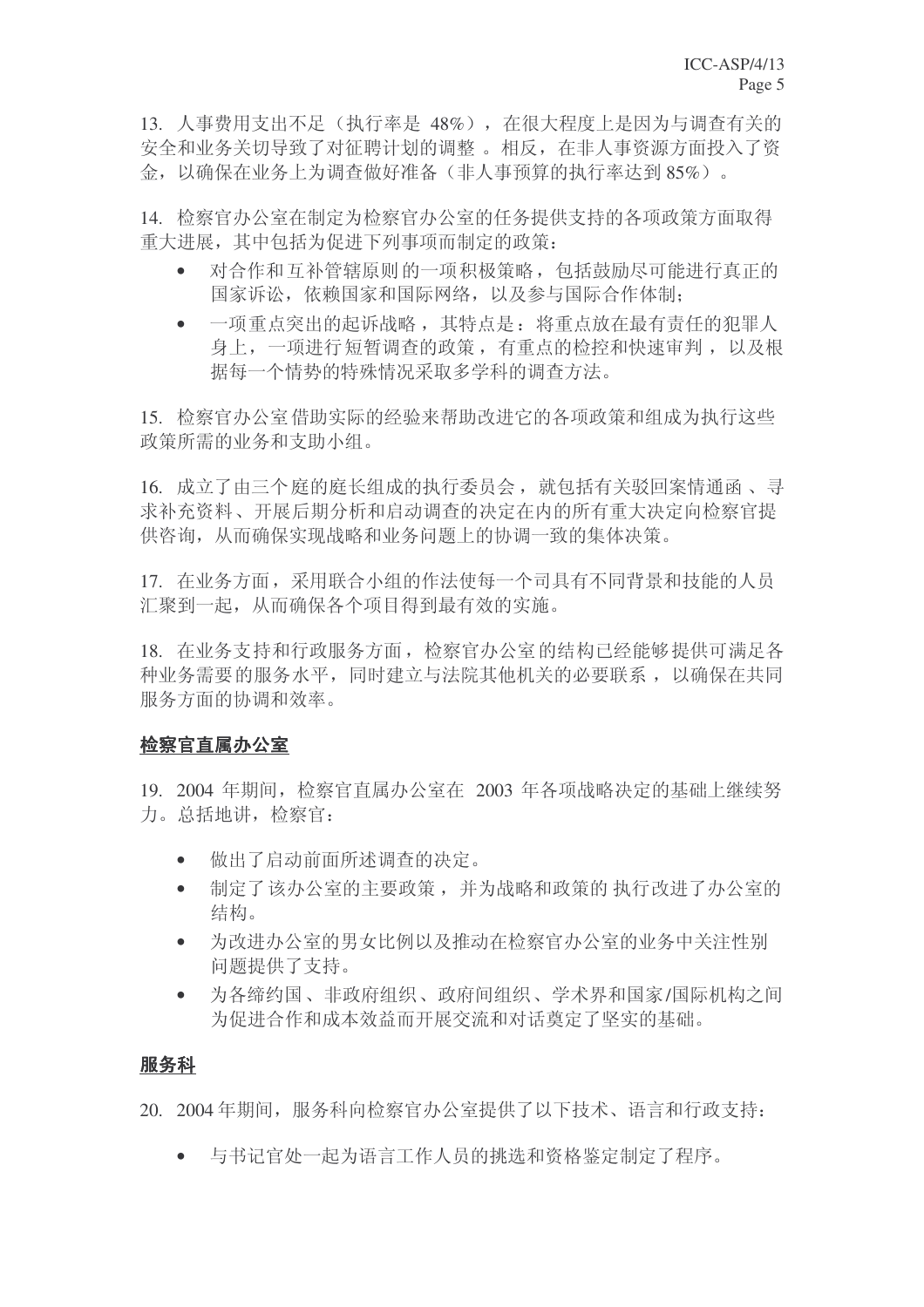13. 人事费用支出不足（执行率是 48%），在很大程度上是因为与调查有关的安全和业务关切导致了对征聘计划的调整。相反，在非人事资源方面投入了资金，以确保在业务上为调查做好准备（非人事预算的执行率达到 85%）。

14. 检察官办公室在制定为检察官办公室的任务提供支持的各项政策方面取得重大进展，其中包括为促进下列事项而制定的政策：

- 对合作和互补管辖原则的一项积极策略，包括鼓励尽可能进行真正的国家诉讼，依赖国家和国际网络，以及参与国际合作体制；
- 一项重点突出的起诉战略，其特点是：将重点放在最有责任的犯罪人身上，一项进行短暂调查的政策，有重点的检控和快速审判，以及根据每一个情势的特殊情况采取多学科的调查方法。

15. 检察官办公室借助实际的经验来帮助改进它的各项政策和组成为执行这些政策所需的业务和支助小组。

16. 成立了由三个庭的庭长组成的执行委员会，就包括有关驳回案情通函、寻求补充资料、开展后期分析和启动调查的决定在内的所有重大决定向检察官提供咨询，从而确保实现战略和业务问题上的协调一致的集体决策。

17. 在业务方面，采用联合小组的作法使每一个司具有不同背景和技能的人员汇聚到一起，从而确保各个项目得到最有效的实施。

18. 在业务支持和行政服务方面，检察官办公室的结构已经能够提供可满足各种业务需要的服务水平，同时建立与法院其他机关的必要联系，以确保在共同服务方面的协调和效率。

## 检察官直属办公室

19. 2004 年期间，检察官直属办公室在 2003 年各项战略决定的基础上继续努力。总括地讲，检察官：

- 做出了启动前面所述调查的决定。
- 制定了该办公室的主要政策，并为战略和政策的执行改进了办公室的结构。
- 为改进办公室的男女比例以及推动在检察官办公室的业务中关注性别问题提供了支持。
- 为各缔约国、非政府组织、政府间组织、学术界和国家/国际机构之间为促进合作和成本效益而开展交流和对话奠定了坚实的基础。

## 服务科

20. 2004 年期间，服务科向检察官办公室提供了以下技术、语言和行政支持：

- 与书记官处一起为语言工作人员的挑选和资格鉴定制定了程序。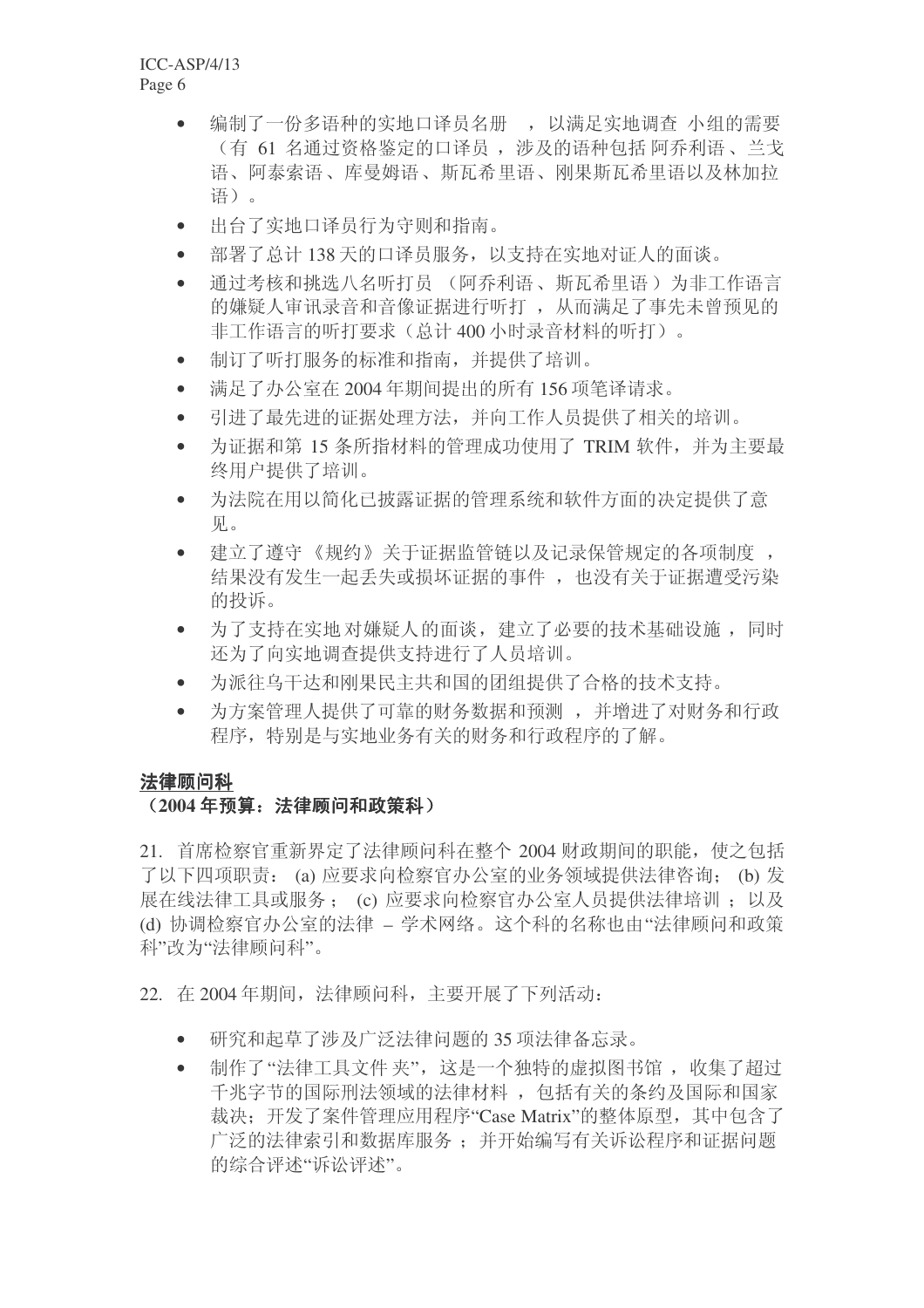- 编制了一份多语种的实地口译员名册，以满足实地调查小组的需要（有 61 名通过资格鉴定的口译员，涉及的语种包括阿乔利语、兰戈语、阿泰索语、库曼姆语、斯瓦希里语、刚果斯瓦希里语以及林加拉语）。
- 出台了实地口译员行为守则和指南。
- 部署了总计 138 天的口译员服务，以支持在实地对证人的面谈。
- 通过考核和挑选八名听打员（阿乔利语、斯瓦希里语）为非工作语言的嫌疑人审讯录音和音像证据进行听打，从而满足了事先未曾预见的非工作语言的听打要求（总计 400 小时录音材料的听打）。
- 制订了听打服务的标准和指南，并提供了培训。
- 满足了办公室在 2004 年期间提出的所有 156 项笔译请求。
- 引进了最先进的证据处理方法，并向工作人员提供了相关的培训。
- 为证据和第 15 条所指材料的管理成功使用了 TRIM 软件，并为主要最终用户提供了培训。
- 为法院在用以简化已披露证据的管理系统和软件方面的决定提供了意见。
- 建立了遵守《规约》关于证据监管链以及记录保管规定的各项制度，结果没有发生一起丢失或损坏证据的事件，也没有关于证据遭受污染的投诉。
- 为了支持在实地对嫌疑人的面谈，建立了必要的技术基础设施，同时还为了向实地调查提供支持进行了人员培训。
- 为派往乌干达和刚果民主共和国的团组提供了合格的技术支持。
- 为方案管理人提供了可靠的财务数据和预测，并增进了对财务和行政程序，特别是与实地业务有关的财务和行政程序的了解。

**<u>法律顾问科</u>**
**（2004 年预算：法律顾问和政策科）**

21. 首席检察官重新界定了法律顾问科在整个 2004 财政期间的职能，使之包括了以下四项职责：(a) 应要求向检察官办公室的业务领域提供法律咨询；(b) 发展在线法律工具或服务；(c) 应要求向检察官办公室人员提供法律培训；以及 (d) 协调检察官办公室的法律 – 学术网络。这个科的名称也由"法律顾问和政策科"改为"法律顾问科"。

22. 在 2004 年期间，法律顾问科，主要开展了下列活动：

- 研究和起草了涉及广泛法律问题的 35 项法律备忘录。
- 制作了"法律工具文件夹"，这是一个独特的虚拟图书馆，收集了超过千兆字节的国际刑法领域的法律材料，包括有关的条约及国际和国家裁决；开发了案件管理应用程序"Case Matrix"的整体原型，其中包含了广泛的法律索引和数据库服务；并开始编写有关诉讼程序和证据问题的综合评述"诉讼评述"。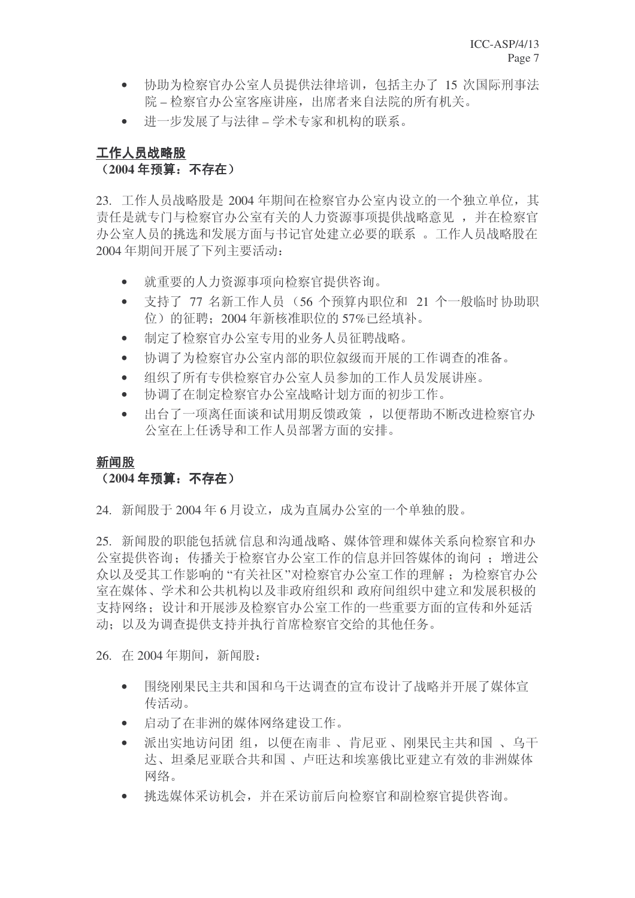- 协助为检察官办公室人员提供法律培训，包括主办了 15 次国际刑事法院 – 检察官办公室客座讲座，出席者来自法院的所有机关。
- 进一步发展了与法律 – 学术专家和机构的联系。

**工作人员战略股**

**（2004 年预算：不存在）**

23. 工作人员战略股是 2004 年期间在检察官办公室内设立的一个独立单位，其责任是就专门与检察官办公室有关的人力资源事项提供战略意见，并在检察官办公室人员的挑选和发展方面与书记官处建立必要的联系。工作人员战略股在 2004 年期间开展了下列主要活动：

- 就重要的人力资源事项向检察官提供咨询。
- 支持了 77 名新工作人员（56 个预算内职位和 21 个一般临时协助职位）的征聘；2004 年新核准职位的 57%已经填补。
- 制定了检察官办公室专用的业务人员征聘战略。
- 协调了为检察官办公室内部的职位叙级而开展的工作调查的准备。
- 组织了所有专供检察官办公室人员参加的工作人员发展讲座。
- 协调了在制定检察官办公室战略计划方面的初步工作。
- 出台了一项离任面谈和试用期反馈政策，以便帮助不断改进检察官办公室在上任诱导和工作人员部署方面的安排。

**新闻股**

**（2004 年预算：不存在）**

24. 新闻股于 2004 年 6 月设立，成为直属办公室的一个单独的股。

25. 新闻股的职能包括就信息和沟通战略、媒体管理和媒体关系向检察官和办公室提供咨询；传播关于检察官办公室工作的信息并回答媒体的询问；增进公众以及受其工作影响的“有关社区”对检察官办公室工作的理解；为检察官办公室在媒体、学术和公共机构以及非政府组织和政府间组织中建立和发展积极的支持网络；设计和开展涉及检察官办公室工作的一些重要方面的宣传和外延活动；以及为调查提供支持并执行首席检察官交给的其他任务。

26. 在 2004 年期间，新闻股：

- 围绕刚果民主共和国和乌干达调查的宣布设计了战略并开展了媒体宣传活动。
- 启动了在非洲的媒体网络建设工作。
- 派出实地访问团组，以便在南非、肯尼亚、刚果民主共和国、乌干达、坦桑尼亚联合共和国、卢旺达和埃塞俄比亚建立有效的非洲媒体网络。
- 挑选媒体采访机会，并在采访前后向检察官和副检察官提供咨询。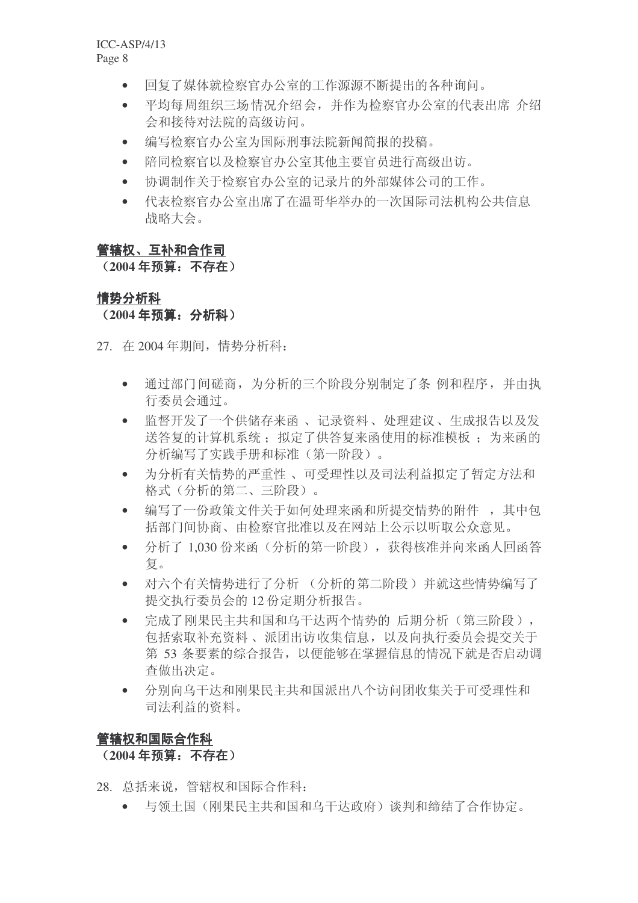- 回复了媒体就检察官办公室的工作源源不断提出的各种询问。
- 平均每周组织三场情况介绍会，并作为检察官办公室的代表出席 介绍会和接待对法院的高级访问。
- 编写检察官办公室为国际刑事法院新闻简报的投稿。
- 陪同检察官以及检察官办公室其他主要官员进行高级出访。
- 协调制作关于检察官办公室的记录片的外部媒体公司的工作。
- 代表检察官办公室出席了在温哥华举办的一次国际司法机构公共信息战略大会。

**管辖权、互补和合作司**

**（2004 年预算：不存在）**

**情势分析科**

**（2004 年预算：分析科）**

27. 在 2004 年期间，情势分析科：

- 通过部门间磋商，为分析的三个阶段分别制定了条 例和程序，并由执行委员会通过。
- 监督开发了一个供储存来函 、记录资料、处理建议、生成报告以及发送答复的计算机系统 ；拟定了供答复来函使用的标准模板 ；为来函的分析编写了实践手册和标准（第一阶段）。
- 为分析有关情势的严重性 、可受理性以及司法利益拟定了暂定方法和格式（分析的第二、三阶段）。
- 编写了一份政策文件关于如何处理来函和所提交情势的附件 ，其中包括部门间协商、由检察官批准以及在网站上公示以听取公众意见。
- 分析了 1,030 份来函（分析的第一阶段），获得核准并向来函人回函答复。
- 对六个有关情势进行了分析 （分析的第二阶段）并就这些情势编写了提交执行委员会的 12 份定期分析报告。
- 完成了刚果民主共和国和乌干达两个情势的 后期分析（第三阶段），包括索取补充资料 、派团出访收集信息，以及向执行委员会提交关于第 53 条要素的综合报告，以便能够在掌握信息的情况下就是否启动调查做出决定。
- 分别向乌干达和刚果民主共和国派出八个访问团收集关于可受理性和司法利益的资料。

**管辖权和国际合作科**

**（2004 年预算：不存在）**

28. 总括来说，管辖权和国际合作科：

- 与领土国（刚果民主共和国和乌干达政府）谈判和缔结了合作协定。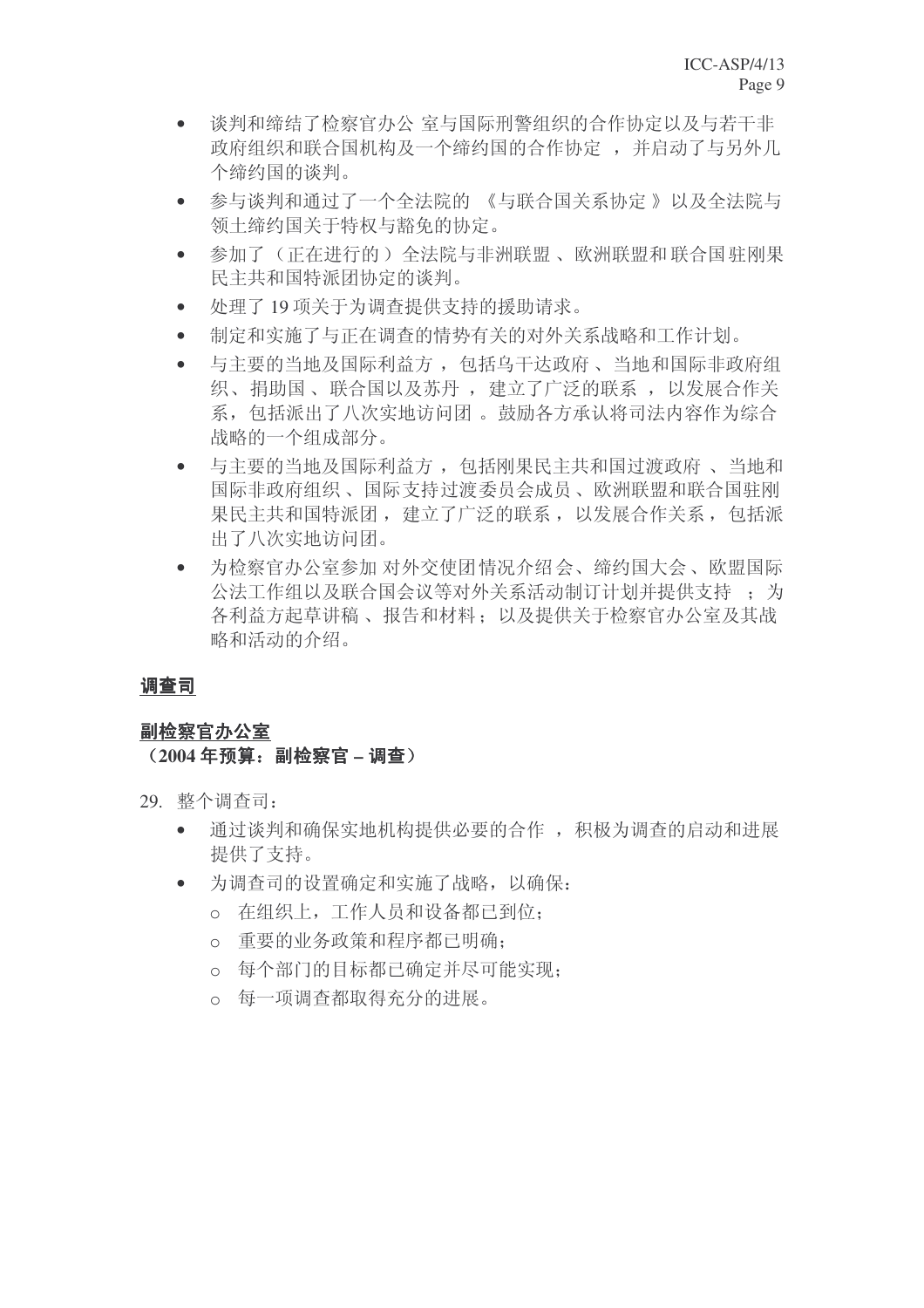- 谈判和缔结了检察官办公室与国际刑警组织的合作协定以及与若干非政府组织和联合国机构及一个缔约国的合作协定，并启动了与另外几个缔约国的谈判。
- 参与谈判和通过了一个全法院的《与联合国关系协定》以及全法院与领土缔约国关于特权与豁免的协定。
- 参加了（正在进行的）全法院与非洲联盟、欧洲联盟和联合国驻刚果民主共和国特派团协定的谈判。
- 处理了 19 项关于为调查提供支持的援助请求。
- 制定和实施了与正在调查的情势有关的对外关系战略和工作计划。
- 与主要的当地及国际利益方，包括乌干达政府、当地和国际非政府组织、捐助国、联合国以及苏丹，建立了广泛的联系，以发展合作关系，包括派出了八次实地访问团。鼓励各方承认将司法内容作为综合战略的一个组成部分。
- 与主要的当地及国际利益方，包括刚果民主共和国过渡政府、当地和国际非政府组织、国际支持过渡委员会成员、欧洲联盟和联合国驻刚果民主共和国特派团，建立了广泛的联系，以发展合作关系，包括派出了八次实地访问团。
- 为检察官办公室参加对外交使团情况介绍会、缔约国大会、欧盟国际公法工作组以及联合国会议等对外关系活动制订计划并提供支持；为各利益方起草讲稿、报告和材料；以及提供关于检察官办公室及其战略和活动的介绍。

## <u>调查司</u>

### <u>副检察官办公室</u>

**（2004 年预算：副检察官 – 调查）**

29. 整个调查司：

- 通过谈判和确保实地机构提供必要的合作，积极为调查的启动和进展提供了支持。
- 为调查司的设置确定和实施了战略，以确保：
  - 在组织上，工作人员和设备都已到位；
  - 重要的业务政策和程序都已明确；
  - 每个部门的目标都已确定并尽可能实现；
  - 每一项调查都取得充分的进展。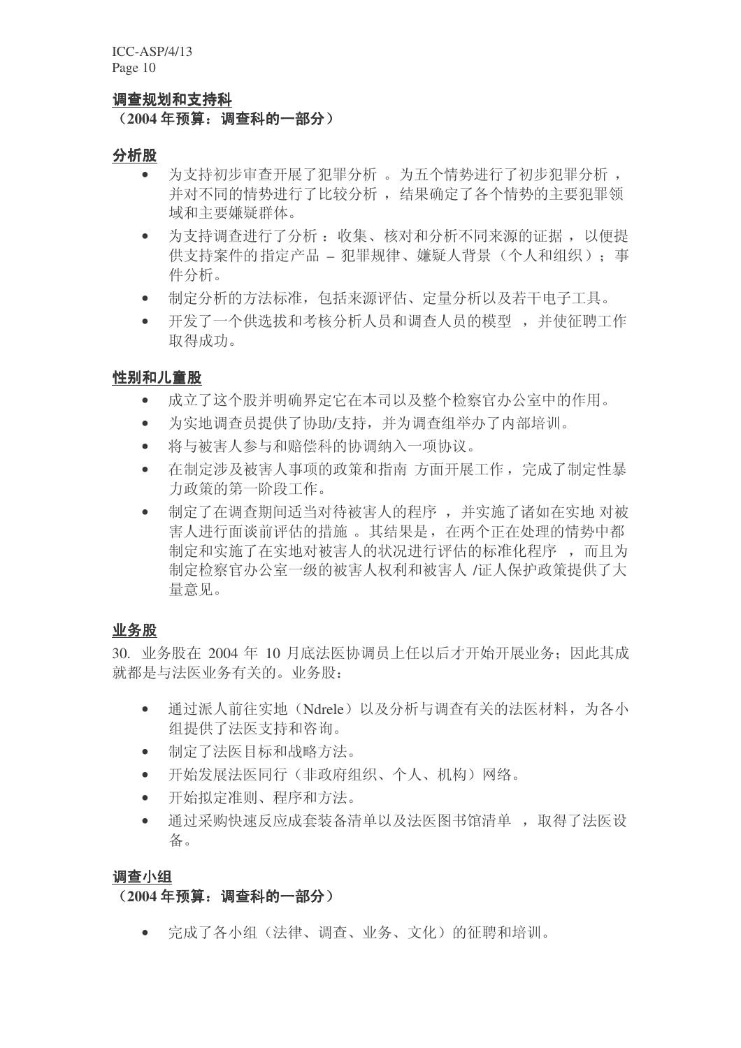**调查规划和支持科**

**（2004 年预算：调查科的一部分）**

**分析股**

- 为支持初步审查开展了犯罪分析 。为五个情势进行了初步犯罪分析 ，并对不同的情势进行了比较分析 ，结果确定了各个情势的主要犯罪领域和主要嫌疑群体。
- 为支持调查进行了分析 ：收集、核对和分析不同来源的证据 ，以便提供支持案件的指定产品 – 犯罪规律、嫌疑人背景（个人和组织）；事件分析。
- 制定分析的方法标准，包括来源评估、定量分析以及若干电子工具。
- 开发了一个供选拔和考核分析人员和调查人员的模型 ，并使征聘工作取得成功。

**性别和儿童股**

- 成立了这个股并明确界定它在本司以及整个检察官办公室中的作用。
- 为实地调查员提供了协助/支持，并为调查组举办了内部培训。
- 将与被害人参与和赔偿科的协调纳入一项协议。
- 在制定涉及被害人事项的政策和指南 方面开展工作，完成了制定性暴力政策的第一阶段工作。
- 制定了在调查期间适当对待被害人的程序 ，并实施了诸如在实地 对被害人进行面谈前评估的措施 。其结果是，在两个正在处理的情势中都制定和实施了在实地对被害人的状况进行评估的标准化程序 ，而且为制定检察官办公室一级的被害人权利和被害人 /证人保护政策提供了大量意见。

**业务股**

30. 业务股在 2004 年 10 月底法医协调员上任以后才开始开展业务；因此其成就都是与法医业务有关的。业务股：

- 通过派人前往实地（Ndrele）以及分析与调查有关的法医材料，为各小组提供了法医支持和咨询。
- 制定了法医目标和战略方法。
- 开始发展法医同行（非政府组织、个人、机构）网络。
- 开始拟定准则、程序和方法。
- 通过采购快速反应成套装备清单以及法医图书馆清单 ，取得了法医设备。

**调查小组**

**（2004 年预算：调查科的一部分）**

- 完成了各小组（法律、调查、业务、文化）的征聘和培训。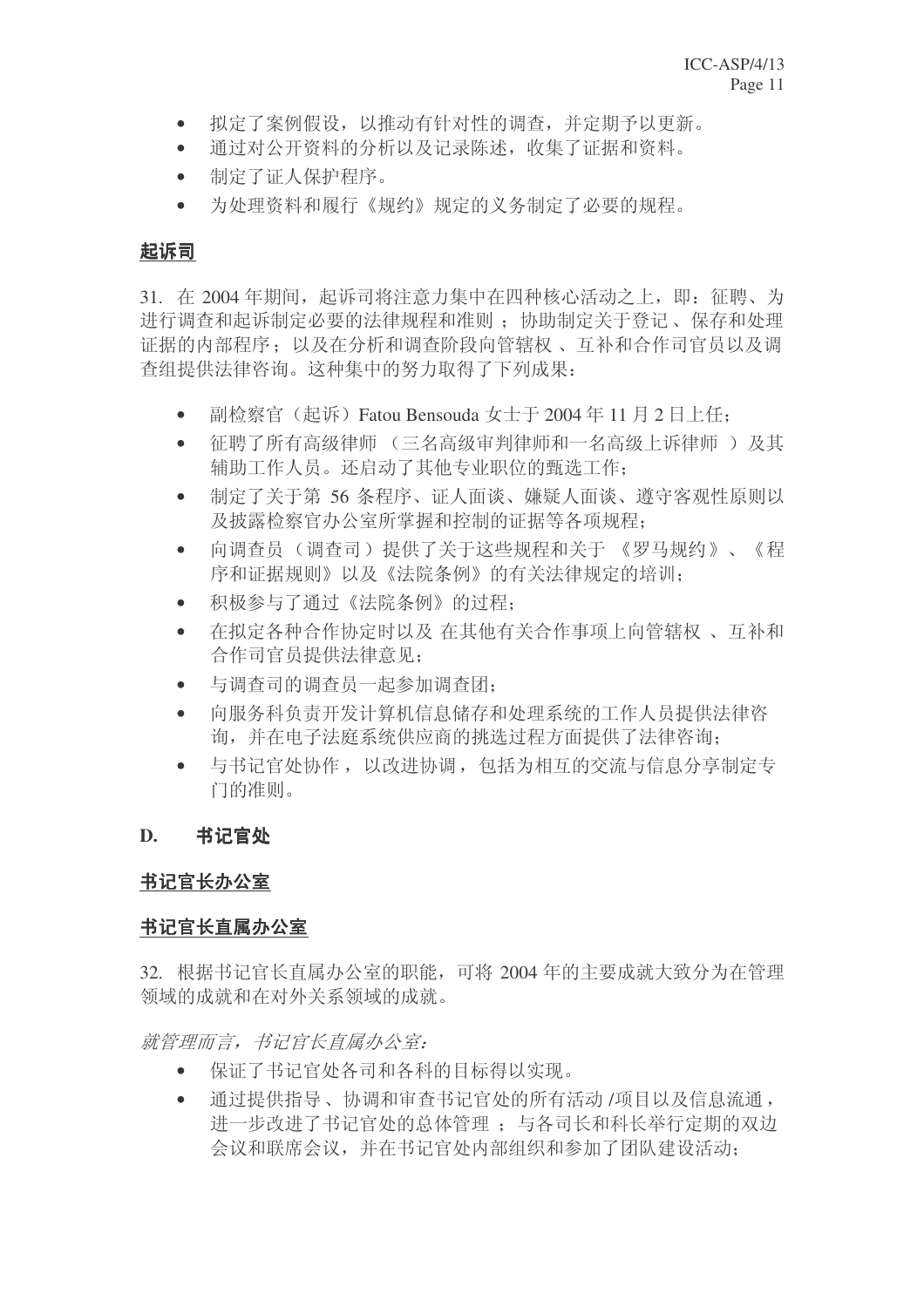- 拟定了案例假设，以推动有针对性的调查，并定期予以更新。
- 通过对公开资料的分析以及记录陈述，收集了证据和资料。
- 制定了证人保护程序。
- 为处理资料和履行《规约》规定的义务制定了必要的规程。

**<u>起诉司</u>**

31. 在 2004 年期间，起诉司将注意力集中在四种核心活动之上，即：征聘、为进行调查和起诉制定必要的法律规程和准则；协助制定关于登记、保存和处理证据的内部程序；以及在分析和调查阶段向管辖权、互补和合作司官员以及调查组提供法律咨询。这种集中的努力取得了下列成果：

- 副检察官（起诉）Fatou Bensouda 女士于 2004 年 11 月 2 日上任；
- 征聘了所有高级律师（三名高级审判律师和一名高级上诉律师）及其辅助工作人员。还启动了其他专业职位的甄选工作；
- 制定了关于第 56 条程序、证人面谈、嫌疑人面谈、遵守客观性原则以及披露检察官办公室所掌握和控制的证据等各项规程；
- 向调查员（调查司）提供了关于这些规程和关于《罗马规约》、《程序和证据规则》以及《法院条例》的有关法律规定的培训；
- 积极参与了通过《法院条例》的过程；
- 在拟定各种合作协定时以及在其他有关合作事项上向管辖权、互补和合作司官员提供法律意见；
- 与调查司的调查员一起参加调查团；
- 向服务科负责开发计算机信息储存和处理系统的工作人员提供法律咨询，并在电子法庭系统供应商的挑选过程方面提供了法律咨询；
- 与书记官处协作，以改进协调，包括为相互的交流与信息分享制定专门的准则。

## D. 书记官处

**<u>书记官长办公室</u>**

**<u>书记官长直属办公室</u>**

32. 根据书记官长直属办公室的职能，可将 2004 年的主要成就大致分为在管理领域的成就和在对外关系领域的成就。

*就管理而言，书记官长直属办公室：*

- 保证了书记官处各司和各科的目标得以实现。
- 通过提供指导、协调和审查书记官处的所有活动/项目以及信息流通，进一步改进了书记官处的总体管理；与各司长和科长举行定期的双边会议和联席会议，并在书记官处内部组织和参加了团队建设活动；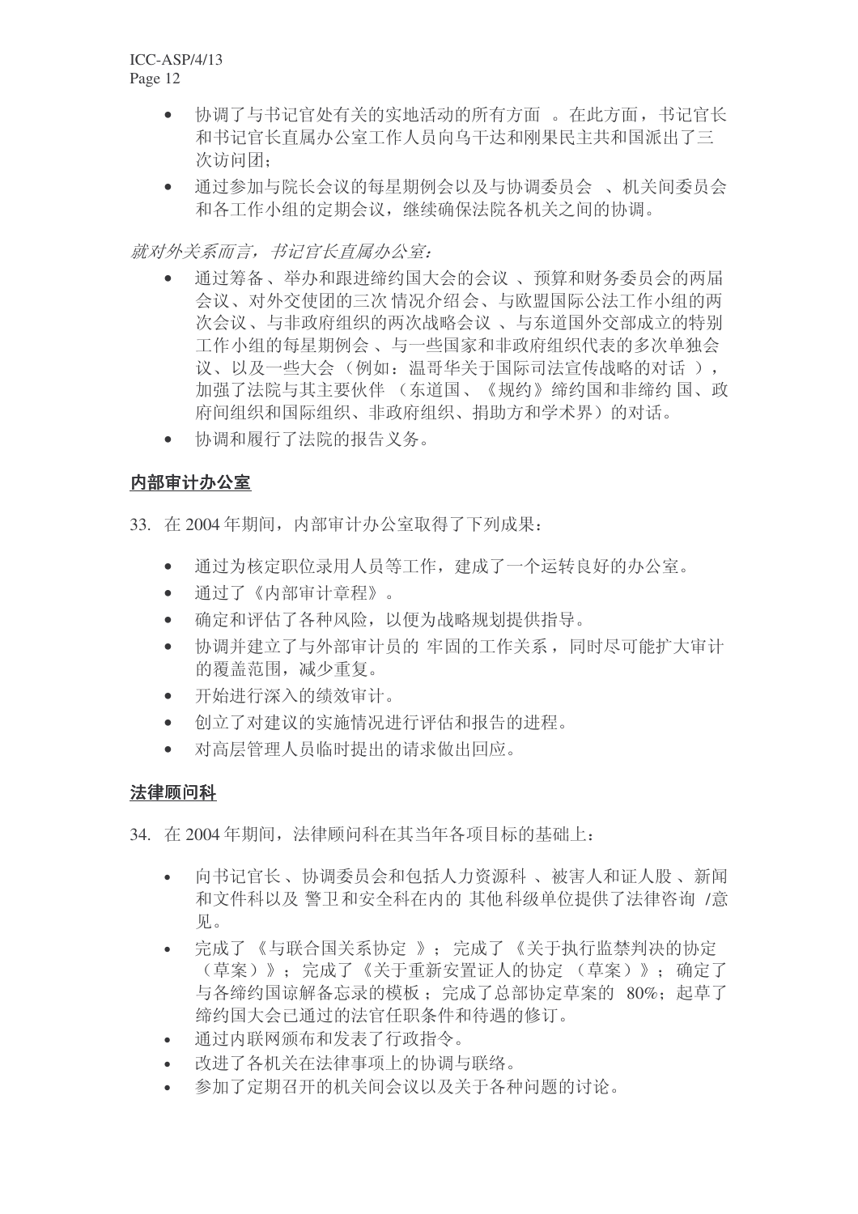- 协调了与书记官处有关的实地活动的所有方面。在此方面，书记官长和书记官长直属办公室工作人员向乌干达和刚果民主共和国派出了三次访问团；
- 通过参加与院长会议的每星期例会以及与协调委员会、机关间委员会和各工作小组的定期会议，继续确保法院各机关之间的协调。

*就对外关系而言，书记官长直属办公室：*

- 通过筹备、举办和跟进缔约国大会的会议、预算和财务委员会的两届会议、对外交使团的三次情况介绍会、与欧盟国际公法工作小组的两次会议、与非政府组织的两次战略会议、与东道国外交部成立的特别工作小组的每星期例会、与一些国家和非政府组织代表的多次单独会议、以及一些大会（例如：温哥华关于国际司法宣传战略的对话），加强了法院与其主要伙伴（东道国、《规约》缔约国和非缔约国、政府间组织和国际组织、非政府组织、捐助方和学术界）的对话。
- 协调和履行了法院的报告义务。

## 内部审计办公室

33. 在 2004 年期间，内部审计办公室取得了下列成果：

- 通过为核定职位录用人员等工作，建成了一个运转良好的办公室。
- 通过了《内部审计章程》。
- 确定和评估了各种风险，以便为战略规划提供指导。
- 协调并建立了与外部审计员的牢固的工作关系，同时尽可能扩大审计的覆盖范围，减少重复。
- 开始进行深入的绩效审计。
- 创立了对建议的实施情况进行评估和报告的进程。
- 对高层管理人员临时提出的请求做出回应。

## 法律顾问科

34. 在 2004 年期间，法律顾问科在其当年各项目标的基础上：

- 向书记官长、协调委员会和包括人力资源科、被害人和证人股、新闻和文件科以及警卫和安全科在内的其他科级单位提供了法律咨询/意见。
- 完成了《与联合国关系协定》；完成了《关于执行监禁判决的协定（草案）》；完成了《关于重新安置证人的协定（草案）》；确定了与各缔约国谅解备忘录的模板；完成了总部协定草案的 80%；起草了缔约国大会已通过的法官任职条件和待遇的修订。
- 通过内联网颁布和发表了行政指令。
- 改进了各机关在法律事项上的协调与联络。
- 参加了定期召开的机关间会议以及关于各种问题的讨论。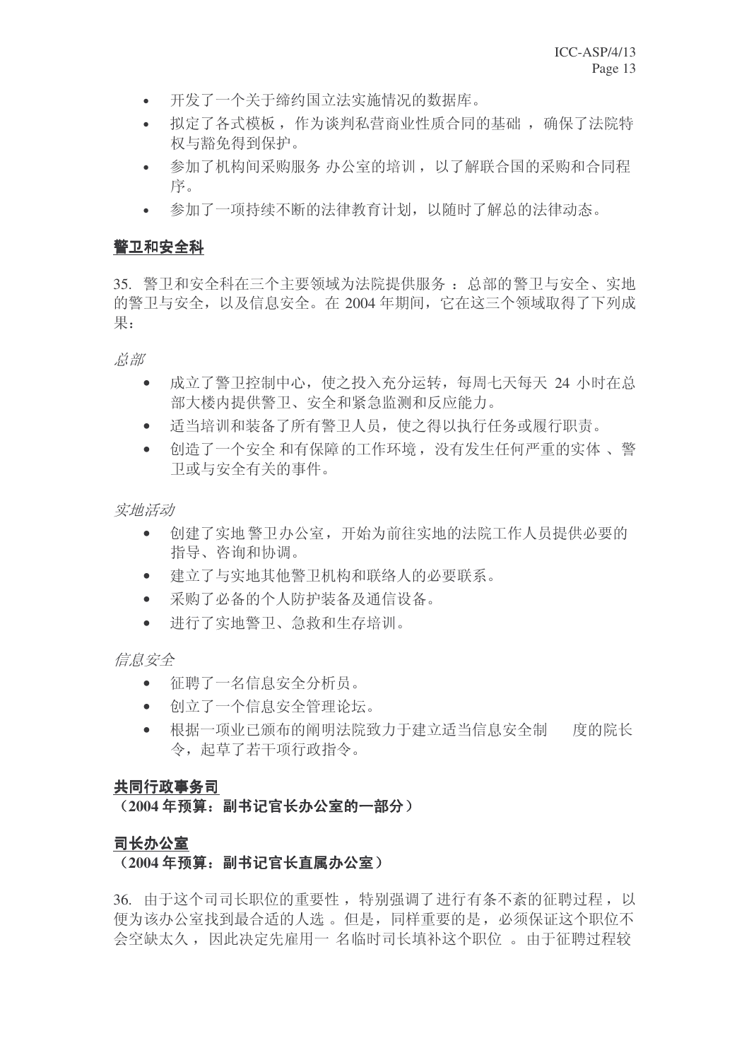- 开发了一个关于缔约国立法实施情况的数据库。
- 拟定了各式模板，作为谈判私营商业性质合同的基础，确保了法院特权与豁免得到保护。
- 参加了机构间采购服务办公室的培训，以了解联合国的采购和合同程序。
- 参加了一项持续不断的法律教育计划，以随时了解总的法律动态。

**警卫和安全科**

35. 警卫和安全科在三个主要领域为法院提供服务：总部的警卫与安全、实地的警卫与安全，以及信息安全。在 2004 年期间，它在这三个领域取得了下列成果：

*总部*

- 成立了警卫控制中心，使之投入充分运转，每周七天每天 24 小时在总部大楼内提供警卫、安全和紧急监测和反应能力。
- 适当培训和装备了所有警卫人员，使之得以执行任务或履行职责。
- 创造了一个安全和有保障的工作环境，没有发生任何严重的实体、警卫或与安全有关的事件。

*实地活动*

- 创建了实地警卫办公室，开始为前往实地的法院工作人员提供必要的指导、咨询和协调。
- 建立了与实地其他警卫机构和联络人的必要联系。
- 采购了必备的个人防护装备及通信设备。
- 进行了实地警卫、急救和生存培训。

*信息安全*

- 征聘了一名信息安全分析员。
- 创立了一个信息安全管理论坛。
- 根据一项业已颁布的阐明法院致力于建立适当信息安全制度的院长令，起草了若干项行政指令。

**共同行政事务司**
**（2004 年预算：副书记官长办公室的一部分）**

**司长办公室**
**（2004 年预算：副书记官长直属办公室）**

36. 由于这个司司长职位的重要性，特别强调了进行有条不紊的征聘过程，以便为该办公室找到最合适的人选。但是，同样重要的是，必须保证这个职位不会空缺太久，因此决定先雇用一名临时司长填补这个职位。由于征聘过程较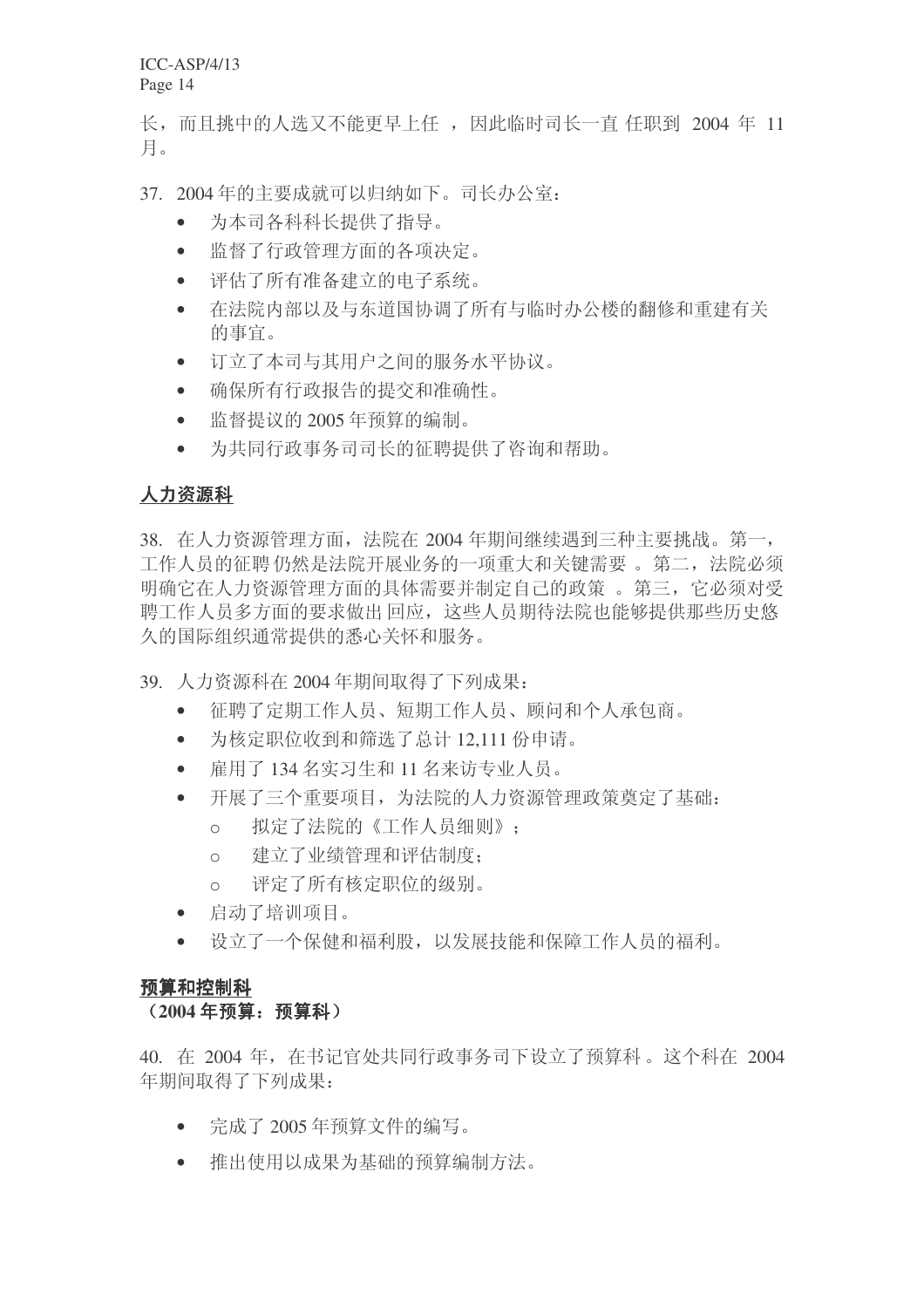长，而且挑中的人选又不能更早上任，因此临时司长一直任职到 2004 年 11 月。

37. 2004 年的主要成就可以归纳如下。司长办公室：

- 为本司各科科长提供了指导。
- 监督了行政管理方面的各项决定。
- 评估了所有准备建立的电子系统。
- 在法院内部以及与东道国协调了所有与临时办公楼的翻修和重建有关的事宜。
- 订立了本司与其用户之间的服务水平协议。
- 确保所有行政报告的提交和准确性。
- 监督提议的 2005 年预算的编制。
- 为共同行政事务司司长的征聘提供了咨询和帮助。

**人力资源科**

38. 在人力资源管理方面，法院在 2004 年期间继续遇到三种主要挑战。第一，工作人员的征聘仍然是法院开展业务的一项重大和关键需要。第二，法院必须明确它在人力资源管理方面的具体需要并制定自己的政策。第三，它必须对受聘工作人员多方面的要求做出回应，这些人员期待法院也能够提供那些历史悠久的国际组织通常提供的悉心关怀和服务。

39. 人力资源科在 2004 年期间取得了下列成果：

- 征聘了定期工作人员、短期工作人员、顾问和个人承包商。
- 为核定职位收到和筛选了总计 12,111 份申请。
- 雇用了 134 名实习生和 11 名来访专业人员。
- 开展了三个重要项目，为法院的人力资源管理政策奠定了基础：
  - 拟定了法院的《工作人员细则》；
  - 建立了业绩管理和评估制度；
  - 评定了所有核定职位的级别。
- 启动了培训项目。
- 设立了一个保健和福利股，以发展技能和保障工作人员的福利。

**预算和控制科**

**（2004 年预算：预算科）**

40. 在 2004 年，在书记官处共同行政事务司下设立了预算科。这个科在 2004 年期间取得了下列成果：

- 完成了 2005 年预算文件的编写。
- 推出使用以成果为基础的预算编制方法。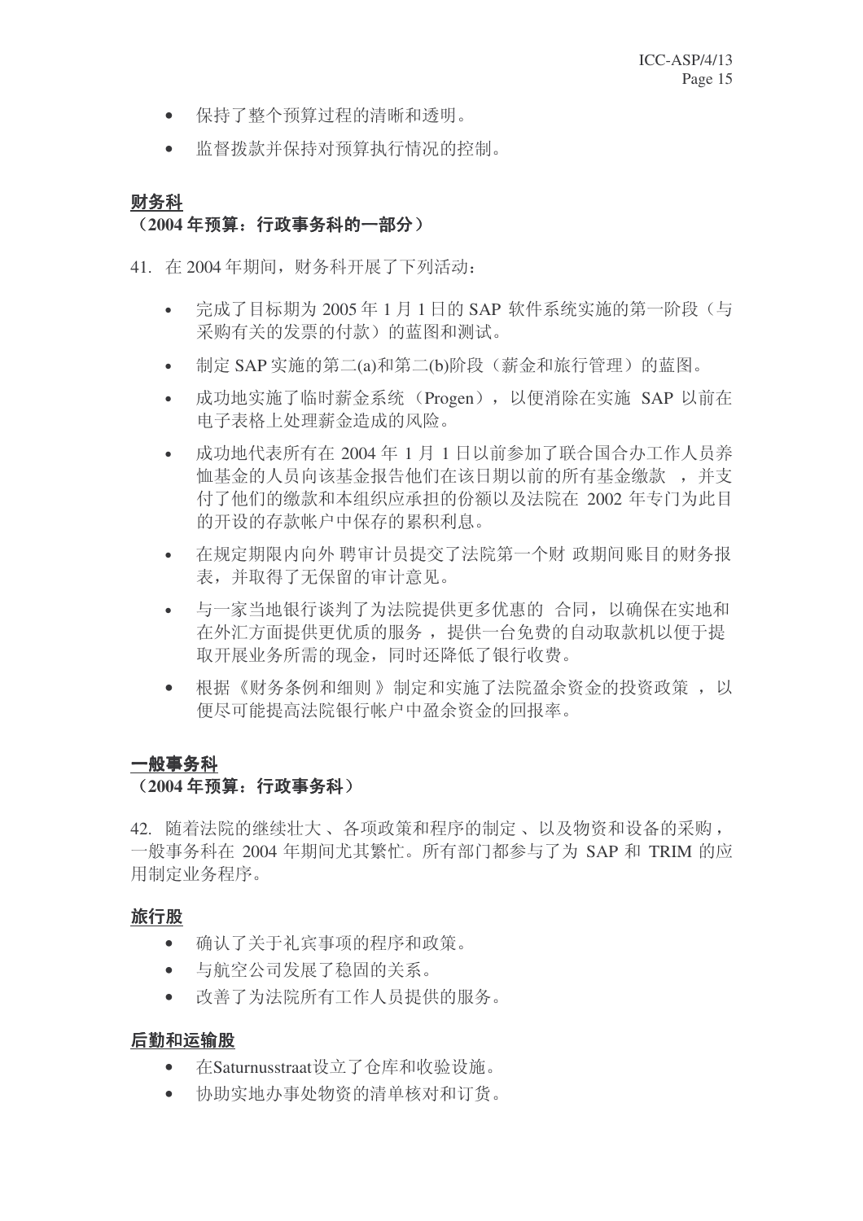- 保持了整个预算过程的清晰和透明。
- 监督拨款并保持对预算执行情况的控制。

**财务科**

**（2004 年预算：行政事务科的一部分）**

41. 在 2004 年期间，财务科开展了下列活动：

- 完成了目标期为 2005 年 1 月 1 日的 SAP 软件系统实施的第一阶段（与采购有关的发票的付款）的蓝图和测试。
- 制定 SAP 实施的第二(a)和第二(b)阶段（薪金和旅行管理）的蓝图。
- 成功地实施了临时薪金系统（Progen），以便消除在实施 SAP 以前在电子表格上处理薪金造成的风险。
- 成功地代表所有在 2004 年 1 月 1 日以前参加了联合国合办工作人员养恤基金的人员向该基金报告他们在该日期以前的所有基金缴款，并支付了他们的缴款和本组织应承担的份额以及法院在 2002 年专门为此目的开设的存款帐户中保存的累积利息。
- 在规定期限内向外聘审计员提交了法院第一个财政期间账目的财务报表，并取得了无保留的审计意见。
- 与一家当地银行谈判了为法院提供更多优惠的合同，以确保在实地和在外汇方面提供更优质的服务，提供一台免费的自动取款机以便于提取开展业务所需的现金，同时还降低了银行收费。
- 根据《财务条例和细则》制定和实施了法院盈余资金的投资政策，以便尽可能提高法院银行帐户中盈余资金的回报率。

**一般事务科**

**（2004 年预算：行政事务科）**

42. 随着法院的继续壮大、各项政策和程序的制定、以及物资和设备的采购，一般事务科在 2004 年期间尤其繁忙。所有部门都参与了为 SAP 和 TRIM 的应用制定业务程序。

**旅行股**

- 确认了关于礼宾事项的程序和政策。
- 与航空公司发展了稳固的关系。
- 改善了为法院所有工作人员提供的服务。

**后勤和运输股**

- 在Saturnusstraat设立了仓库和收验设施。
- 协助实地办事处物资的清单核对和订货。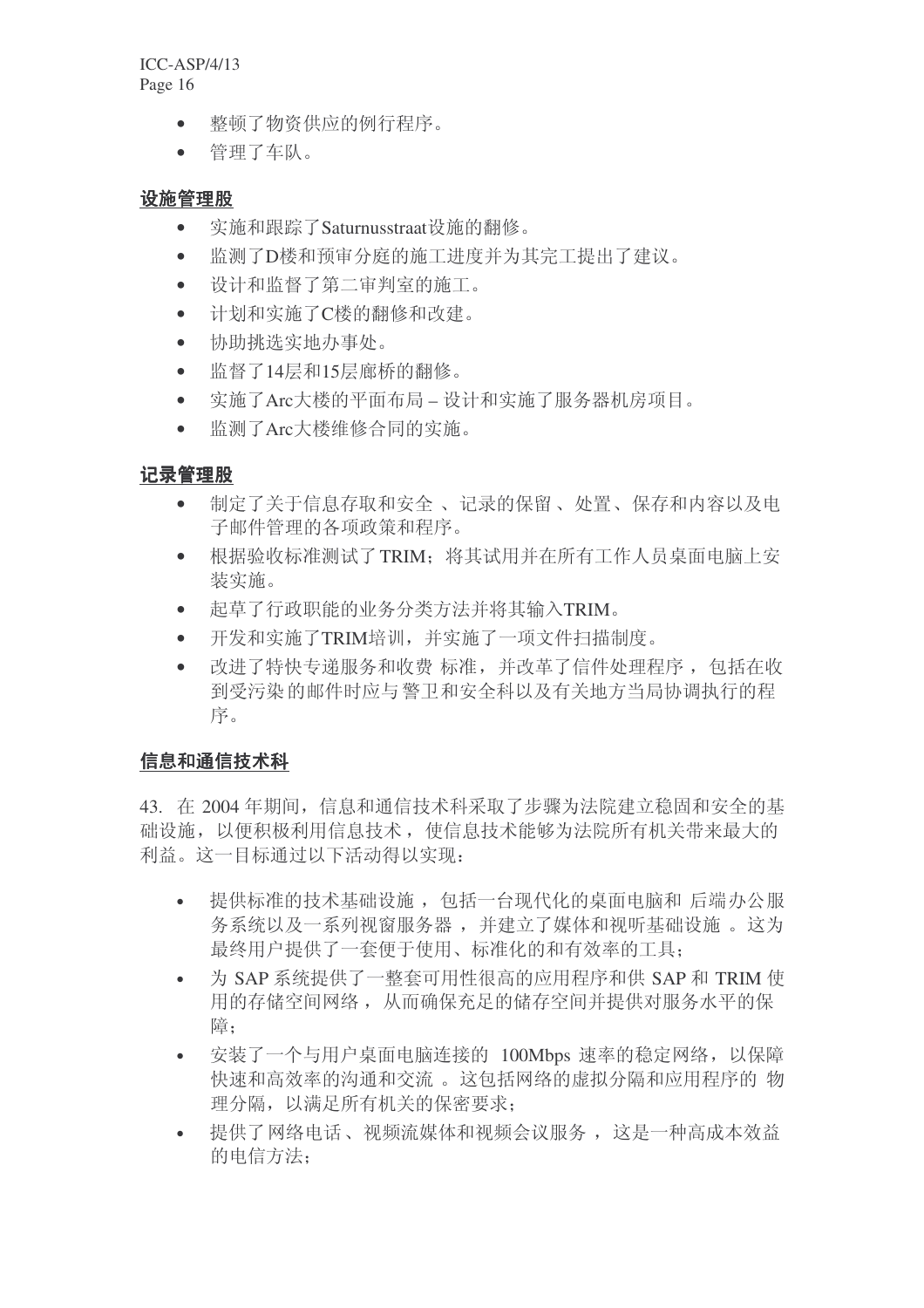- 整顿了物资供应的例行程序。
- 管理了车队。

**设施管理股**

- 实施和跟踪了Saturnusstraat设施的翻修。
- 监测了D楼和预审分庭的施工进度并为其完工提出了建议。
- 设计和监督了第二审判室的施工。
- 计划和实施了C楼的翻修和改建。
- 协助挑选实地办事处。
- 监督了14层和15层廊桥的翻修。
- 实施了Arc大楼的平面布局 – 设计和实施了服务器机房项目。
- 监测了Arc大楼维修合同的实施。

**记录管理股**

- 制定了关于信息存取和安全 、记录的保留 、处置、保存和内容以及电子邮件管理的各项政策和程序。
- 根据验收标准测试了 TRIM；将其试用并在所有工作人员桌面电脑上安装实施。
- 起草了行政职能的业务分类方法并将其输入TRIM。
- 开发和实施了TRIM培训，并实施了一项文件扫描制度。
- 改进了特快专递服务和收费 标准，并改革了信件处理程序 ，包括在收到受污染 的邮件时应与 警卫和安全科以及有关地方当局协调执行的程序。

**信息和通信技术科**

43. 在 2004 年期间，信息和通信技术科采取了步骤为法院建立稳固和安全的基础设施，以便积极利用信息技术， 使信息技术能够为法院所有机关带来最大的利益。这一目标通过以下活动得以实现：

- 提供标准的技术基础设施 ，包括一台现代化的桌面电脑和 后端办公服务系统以及一系列视窗服务器 ，并建立了媒体和视听基础设施 。这为最终用户提供了一套便于使用、标准化的和有效率的工具；
- 为 SAP 系统提供了一整套可用性很高的应用程序和供 SAP 和 TRIM 使用的存储空间网络，从而确保充足的储存空间并提供对服务水平的保障；
- 安装了一个与用户桌面电脑连接的 100Mbps 速率的稳定网络，以保障快速和高效率的沟通和交流 。这包括网络的虚拟分隔和应用程序的 物理分隔，以满足所有机关的保密要求；
- 提供了网络电话 、视频流媒体和视频会议服务 ，这是一种高成本效益的电信方法；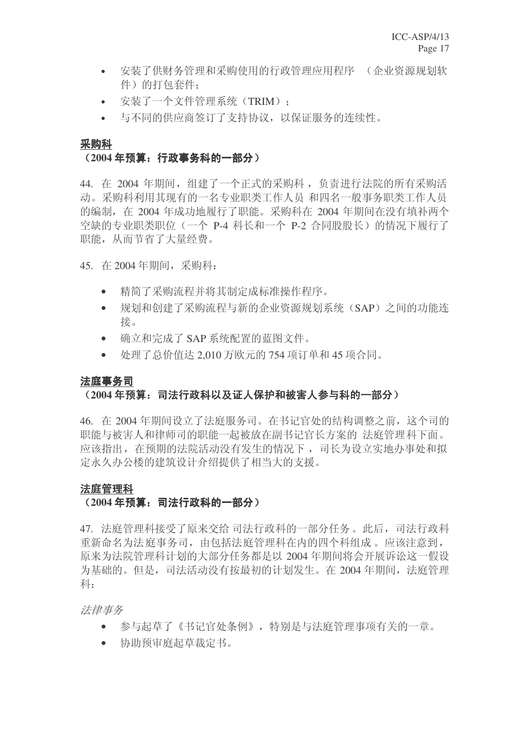- 安装了供财务管理和采购使用的行政管理应用程序 （企业资源规划软件）的打包套件；
- 安装了一个文件管理系统（TRIM）；
- 与不同的供应商签订了支持协议，以保证服务的连续性。

**采购科**

**（2004 年预算：行政事务科的一部分）**

44. 在 2004 年期间，组建了一个正式的采购科，负责进行法院的所有采购活动。采购科利用其现有的一名专业职类工作人员 和四名一般事务职类工作人员的编制，在 2004 年成功地履行了职能。采购科在 2004 年期间在没有填补两个空缺的专业职类职位（一个 P-4 科长和一个 P-2 合同股股长）的情况下履行了职能，从而节省了大量经费。

45. 在 2004 年期间，采购科：

- 精简了采购流程并将其制定成标准操作程序。
- 规划和创建了采购流程与新的企业资源规划系统（SAP）之间的功能连接。
- 确立和完成了 SAP 系统配置的蓝图文件。
- 处理了总价值达 2,010 万欧元的 754 项订单和 45 项合同。

**法庭事务司**

**（2004 年预算：司法行政科以及证人保护和被害人参与科的一部分）**

46. 在 2004 年期间设立了法庭服务司。在书记官处的结构调整之前，这个司的职能与被害人和律师司的职能一起被放在副书记官长方案的 法庭管理科下面。应该指出，在预期的法院活动没有发生的情况下 ，司长为设立实地办事处和拟定永久办公楼的建筑设计介绍提供了相当大的支援。

**法庭管理科**

**（2004 年预算：司法行政科的一部分）**

47. 法庭管理科接受了原来交给 司法行政科的一部分任务 。此后，司法行政科重新命名为法庭事务司，由包括法庭管理科在内的四个科组成 。应该注意到，原来为法院管理科计划的大部分任务都是以 2004 年期间将会开展诉讼这一假设为基础的。但是，司法活动没有按最初的计划发生。在 2004 年期间，法庭管理科：

*法律事务*

- 参与起草了《书记官处条例》，特别是与法庭管理事项有关的一章。
- 协助预审庭起草裁定书。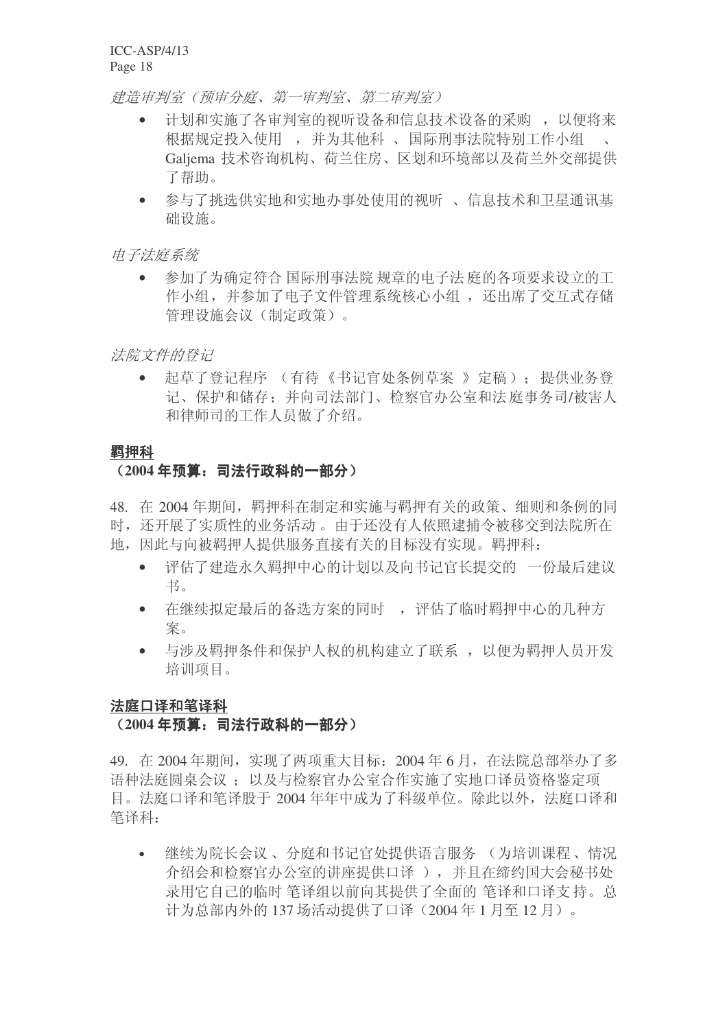*建造审判室（预审分庭、第一审判室、第二审判室）*

- 计划和实施了各审判室的视听设备和信息技术设备的采购 ，以便将来根据规定投入使用 ，并为其他科 、国际刑事法院特别工作小组 、Galjema 技术咨询机构、荷兰住房、区划和环境部以及荷兰外交部提供了帮助。
- 参与了挑选供实地和实地办事处使用的视听 、信息技术和卫星通讯基础设施。

*电子法庭系统*

- 参加了为确定符合 国际刑事法院 规章的电子法 庭的各项要求设立的工作小组，并参加了电子文件管理系统核心小组 ，还出席了交互式存储管理设施会议（制定政策）。

*法院文件的登记*

- 起草了登记程序 （有待《书记官处条例草案 》定稿）；提供业务登记、保护和储存；并向司法部门、检察官办公室和法庭事务司/被害人和律师司的工作人员做了介绍。

**羁押科**

**（2004 年预算：司法行政科的一部分）**

48. 在 2004 年期间，羁押科在制定和实施与羁押有关的政策、细则和条例的同时，还开展了实质性的业务活动 。由于还没有人依照逮捕令被移交到法院所在地，因此与向被羁押人提供服务直接有关的目标没有实现。羁押科：

- 评估了建造永久羁押中心的计划以及向书记官长提交的 一份最后建议书。
- 在继续拟定最后的备选方案的同时 ，评估了临时羁押中心的几种方案。
- 与涉及羁押条件和保护人权的机构建立了联系 ，以便为羁押人员开发培训项目。

**法庭口译和笔译科**

**（2004 年预算：司法行政科的一部分）**

49. 在 2004 年期间，实现了两项重大目标：2004 年 6 月，在法院总部举办了多语种法庭圆桌会议 ；以及与检察官办公室合作实施了实地口译员资格鉴定项目。法庭口译和笔译股于 2004 年年中成为了科级单位。除此以外，法庭口译和笔译科：

- 继续为院长会议 、分庭和书记官处提供语言服务 （为培训课程 、情况介绍会和检察官办公室的讲座提供口译 ），并且在缔约国大会秘书处录用它自己的临时 笔译组以前向其提供了全面的 笔译和口译支持。总计为总部内外的 137 场活动提供了口译（2004 年 1 月至 12 月）。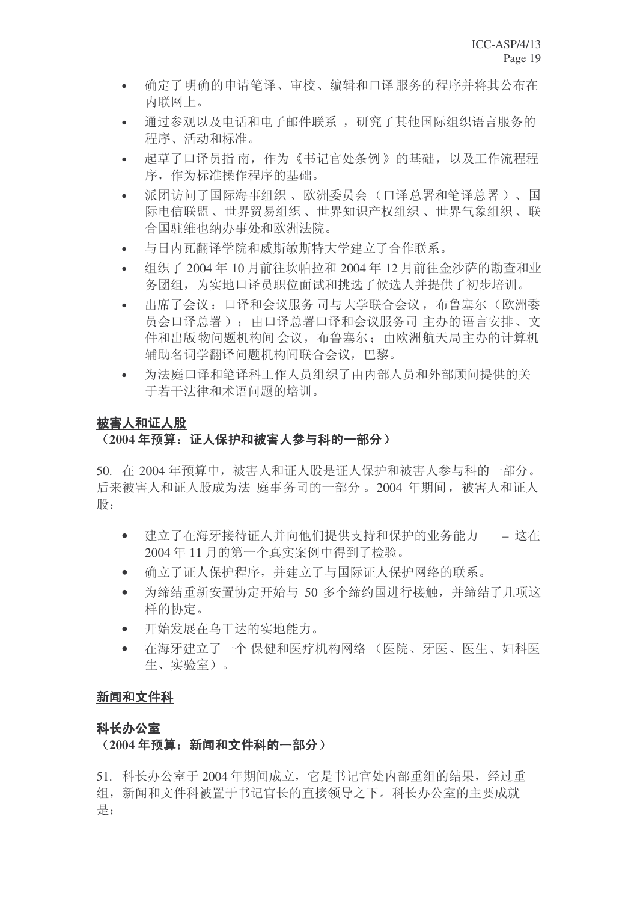- 确定了明确的申请笔译、审校、编辑和口译服务的程序并将其公布在内联网上。
- 通过参观以及电话和电子邮件联系，研究了其他国际组织语言服务的程序、活动和标准。
- 起草了口译员指南，作为《书记官处条例》的基础，以及工作流程程序，作为标准操作程序的基础。
- 派团访问了国际海事组织、欧洲委员会（口译总署和笔译总署）、国际电信联盟、世界贸易组织、世界知识产权组织、世界气象组织、联合国驻维也纳办事处和欧洲法院。
- 与日内瓦翻译学院和威斯敏斯特大学建立了合作联系。
- 组织了 2004 年 10 月前往坎帕拉和 2004 年 12 月前往金沙萨的勘查和业务团组，为实地口译员职位面试和挑选了候选人并提供了初步培训。
- 出席了会议：口译和会议服务司与大学联合会议，布鲁塞尔（欧洲委员会口译总署）；由口译总署口译和会议服务司主办的语言安排、文件和出版物问题机构间会议，布鲁塞尔；由欧洲航天局主办的计算机辅助名词学翻译问题机构间联合会议，巴黎。
- 为法庭口译和笔译科工作人员组织了由内部人员和外部顾问提供的关于若干法律和术语问题的培训。

**被害人和证人股**

**（2004 年预算：证人保护和被害人参与科的一部分）**

50. 在 2004 年预算中，被害人和证人股是证人保护和被害人参与科的一部分。后来被害人和证人股成为法庭事务司的一部分。2004 年期间，被害人和证人股：

- 建立了在海牙接待证人并向他们提供支持和保护的业务能力 – 这在 2004 年 11 月的第一个真实案例中得到了检验。
- 确立了证人保护程序，并建立了与国际证人保护网络的联系。
- 为缔结重新安置协定开始与 50 多个缔约国进行接触，并缔结了几项这样的协定。
- 开始发展在乌干达的实地能力。
- 在海牙建立了一个保健和医疗机构网络（医院、牙医、医生、妇科医生、实验室）。

**新闻和文件科**

**科长办公室**

**（2004 年预算：新闻和文件科的一部分）**

51. 科长办公室于 2004 年期间成立，它是书记官处内部重组的结果，经过重组，新闻和文件科被置于书记官长的直接领导之下。科长办公室的主要成就是：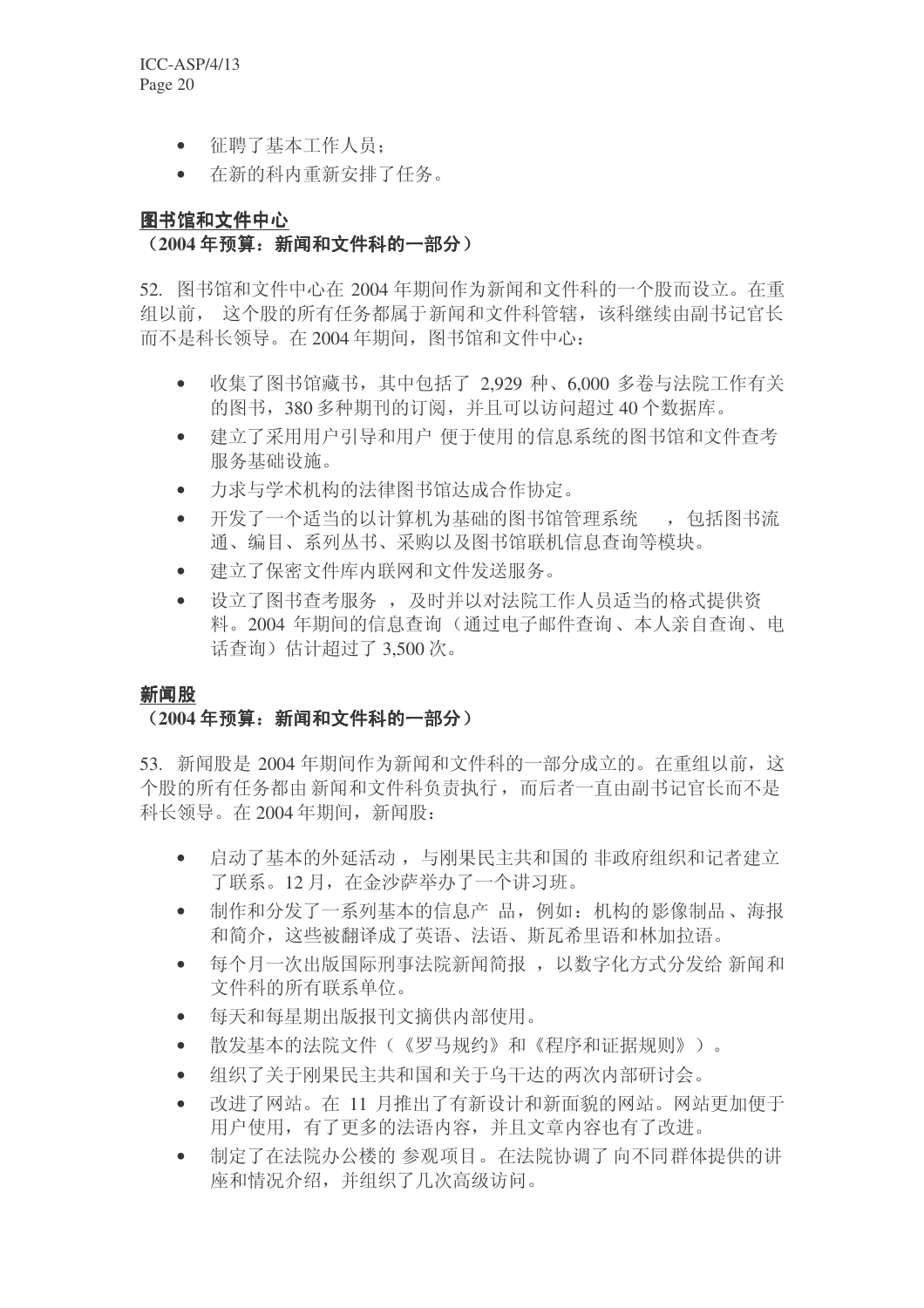- 征聘了基本工作人员；
- 在新的科内重新安排了任务。

**图书馆和文件中心**

**（2004 年预算：新闻和文件科的一部分）**

52. 图书馆和文件中心在 2004 年期间作为新闻和文件科的一个股而设立。在重组以前， 这个股的所有任务都属于新闻和文件科管辖，该科继续由副书记官长而不是科长领导。在 2004 年期间，图书馆和文件中心：

- 收集了图书馆藏书，其中包括了 2,929 种、6,000 多卷与法院工作有关的图书，380 多种期刊的订阅，并且可以访问超过 40 个数据库。
- 建立了采用用户引导和用户 便于使用 的信息系统的图书馆和文件查考服务基础设施。
- 力求与学术机构的法律图书馆达成合作协定。
- 开发了一个适当的以计算机为基础的图书馆管理系统 ，包括图书流通、编目、系列丛书、采购以及图书馆联机信息查询等模块。
- 建立了保密文件库内联网和文件发送服务。
- 设立了图书查考服务 ，及时并以对法院工作人员适当的格式提供资料。2004 年期间的信息查询（通过电子邮件查询、本人亲自查询、电话查询）估计超过了 3,500 次。

**新闻股**

**（2004 年预算：新闻和文件科的一部分）**

53. 新闻股是 2004 年期间作为新闻和文件科的一部分成立的。在重组以前，这个股的所有任务都由 新闻和文件科负责执行，而后者一直由副书记官长而不是科长领导。在 2004 年期间，新闻股：

- 启动了基本的外延活动，与刚果民主共和国的 非政府组织和记者建立了联系。12 月，在金沙萨举办了一个讲习班。
- 制作和分发了一系列基本的信息产 品，例如：机构的影像制品、海报和简介，这些被翻译成了英语、法语、斯瓦希里语和林加拉语。
- 每个月一次出版国际刑事法院新闻简报 ，以数字化方式分发给 新闻和文件科的所有联系单位。
- 每天和每星期出版报刊文摘供内部使用。
- 散发基本的法院文件（《罗马规约》和《程序和证据规则》）。
- 组织了关于刚果民主共和国和关于乌干达的两次内部研讨会。
- 改进了网站。在 11 月推出了有新设计和新面貌的网站。网站更加便于用户使用，有了更多的法语内容，并且文章内容也有了改进。
- 制定了在法院办公楼的 参观项目。在法院协调了 向不同群体提供的讲座和情况介绍，并组织了几次高级访问。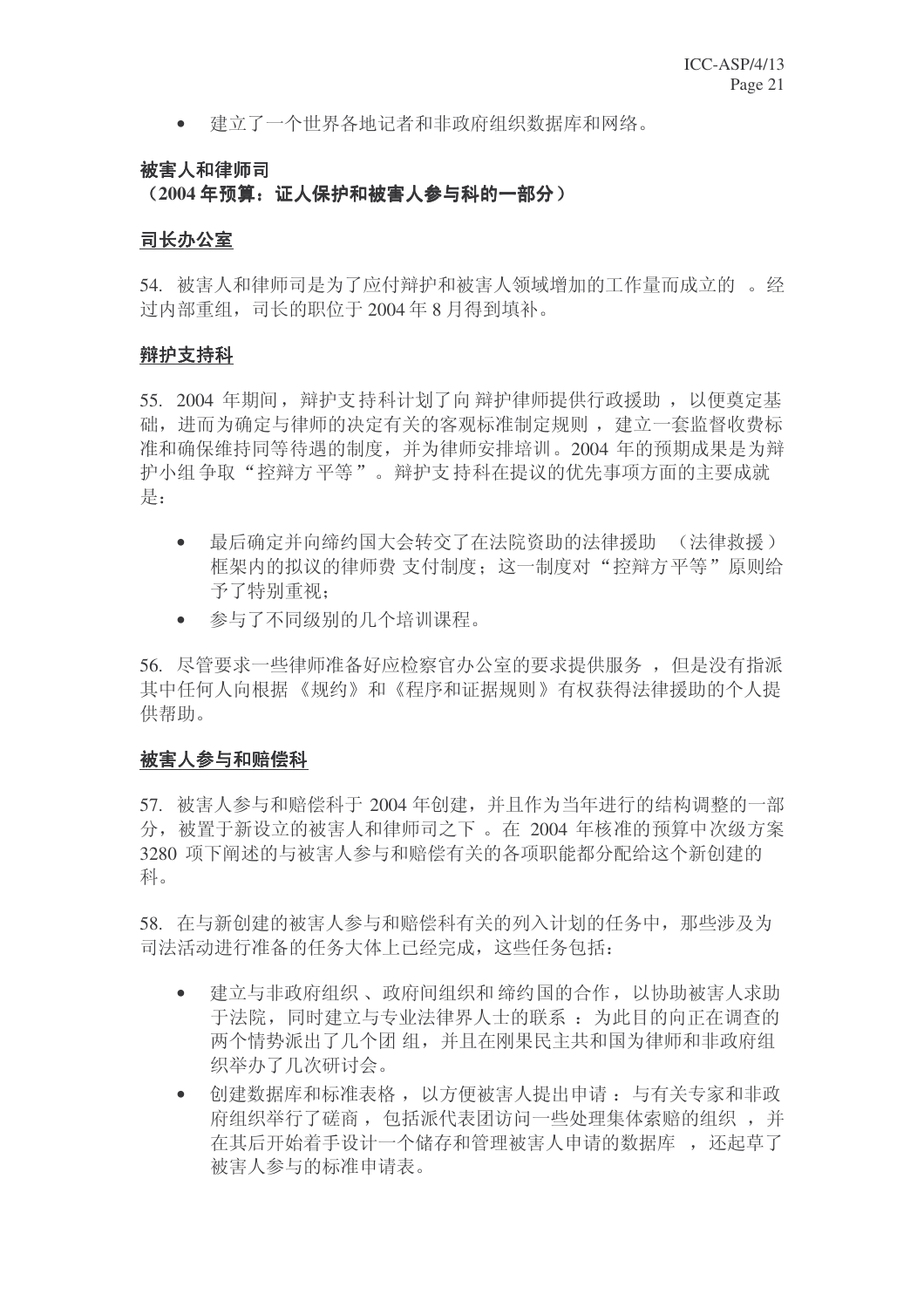- 建立了一个世界各地记者和非政府组织数据库和网络。

**被害人和律师司**
**（2004 年预算：证人保护和被害人参与科的一部分）**

**司长办公室**

54. 被害人和律师司是为了应付辩护和被害人领域增加的工作量而成立的。经过内部重组，司长的职位于 2004 年 8 月得到填补。

**辩护支持科**

55. 2004 年期间，辩护支持科计划了向辩护律师提供行政援助，以便奠定基础，进而为确定与律师的决定有关的客观标准制定规则，建立一套监督收费标准和确保维持同等待遇的制度，并为律师安排培训。2004 年的预期成果是为辩护小组争取"控辩方平等"。辩护支持科在提议的优先事项方面的主要成就是：

- 最后确定并向缔约国大会转交了在法院资助的法律援助（法律救援）框架内的拟议的律师费支付制度；这一制度对"控辩方平等"原则给予了特别重视；
- 参与了不同级别的几个培训课程。

56. 尽管要求一些律师准备好应检察官办公室的要求提供服务，但是没有指派其中任何人向根据《规约》和《程序和证据规则》有权获得法律援助的个人提供帮助。

**被害人参与和赔偿科**

57. 被害人参与和赔偿科于 2004 年创建，并且作为当年进行的结构调整的一部分，被置于新设立的被害人和律师司之下。在 2004 年核准的预算中次级方案 3280 项下阐述的与被害人参与和赔偿有关的各项职能都分配给这个新创建的科。

58. 在与新创建的被害人参与和赔偿科有关的列入计划的任务中，那些涉及为司法活动进行准备的任务大体上已经完成，这些任务包括：

- 建立与非政府组织、政府间组织和缔约国的合作，以协助被害人求助于法院，同时建立与专业法律界人士的联系：为此目的向正在调查的两个情势派出了几个团组，并且在刚果民主共和国为律师和非政府组织举办了几次研讨会。
- 创建数据库和标准表格，以方便被害人提出申请：与有关专家和非政府组织举行了磋商，包括派代表团访问一些处理集体索赔的组织，并在其后开始着手设计一个储存和管理被害人申请的数据库，还起草了被害人参与的标准申请表。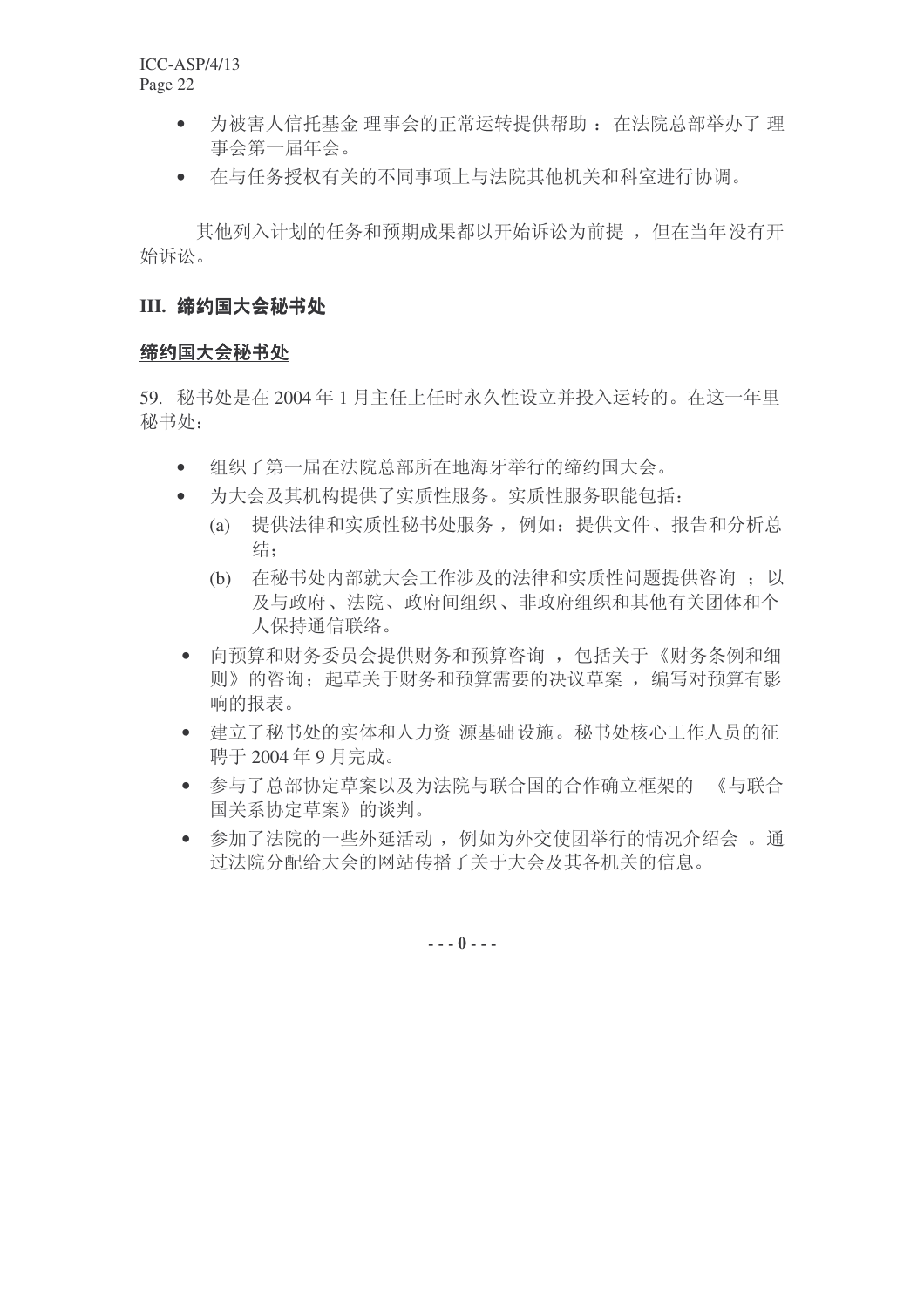- 为被害人信托基金理事会的正常运转提供帮助：在法院总部举办了理事会第一届年会。
- 在与任务授权有关的不同事项上与法院其他机关和科室进行协调。

其他列入计划的任务和预期成果都以开始诉讼为前提，但在当年没有开始诉讼。

## III. 缔约国大会秘书处

**<u>缔约国大会秘书处</u>**

59. 秘书处是在 2004 年 1 月主任上任时永久性设立并投入运转的。在这一年里秘书处：

- 组织了第一届在法院总部所在地海牙举行的缔约国大会。
- 为大会及其机构提供了实质性服务。实质性服务职能包括：
  - (a) 提供法律和实质性秘书处服务，例如：提供文件、报告和分析总结；
  - (b) 在秘书处内部就大会工作涉及的法律和实质性问题提供咨询；以及与政府、法院、政府间组织、非政府组织和其他有关团体和个人保持通信联络。
- 向预算和财务委员会提供财务和预算咨询，包括关于《财务条例和细则》的咨询；起草关于财务和预算需要的决议草案，编写对预算有影响的报表。
- 建立了秘书处的实体和人力资源基础设施。秘书处核心工作人员的征聘于 2004 年 9 月完成。
- 参与了总部协定草案以及为法院与联合国的合作确立框架的《与联合国关系协定草案》的谈判。
- 参加了法院的一些外延活动，例如为外交使团举行的情况介绍会。通过法院分配给大会的网站传播了关于大会及其各机关的信息。

**- - - 0 - - -**